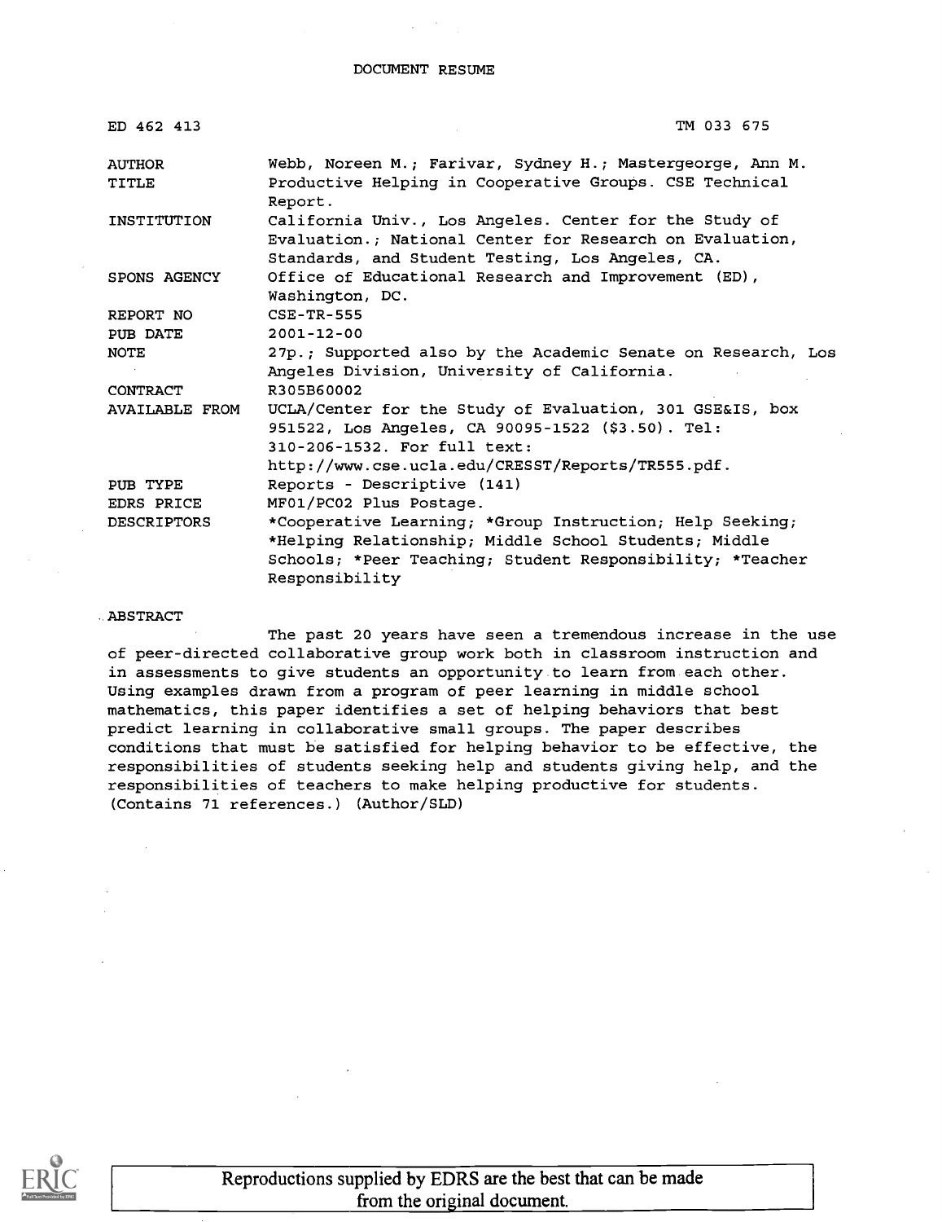DOCUMENT RESUME

| | |
|---|---|
| ED 462 413 | TM 033 675 |
| AUTHOR | Webb, Noreen M.; Farivar, Sydney H.; Mastergeorge, Ann M. |
| TITLE | Productive Helping in Cooperative Groups. CSE Technical Report. |
| INSTITUTION | California Univ., Los Angeles. Center for the Study of Evaluation.; National Center for Research on Evaluation, Standards, and Student Testing, Los Angeles, CA. |
| SPONS AGENCY | Office of Educational Research and Improvement (ED), Washington, DC. |
| REPORT NO | CSE-TR-555 |
| PUB DATE | 2001-12-00 |
| NOTE | 27p.; Supported also by the Academic Senate on Research, Los Angeles Division, University of California. |
| CONTRACT | R305B60002 |
| AVAILABLE FROM | UCLA/Center for the Study of Evaluation, 301 GSE&IS, box 951522, Los Angeles, CA 90095-1522 ($3.50). Tel: 310-206-1532. For full text: http://www.cse.ucla.edu/CRESST/Reports/TR555.pdf. |
| PUB TYPE | Reports - Descriptive (141) |
| EDRS PRICE | MF01/PC02 Plus Postage. |
| DESCRIPTORS | *Cooperative Learning; *Group Instruction; Help Seeking; *Helping Relationship; Middle School Students; Middle Schools; *Peer Teaching; Student Responsibility; *Teacher Responsibility |

ABSTRACT

The past 20 years have seen a tremendous increase in the use of peer-directed collaborative group work both in classroom instruction and in assessments to give students an opportunity to learn from each other. Using examples drawn from a program of peer learning in middle school mathematics, this paper identifies a set of helping behaviors that best predict learning in collaborative small groups. The paper describes conditions that must be satisfied for helping behavior to be effective, the responsibilities of students seeking help and students giving help, and the responsibilities of teachers to make helping productive for students. (Contains 71 references.) (Author/SLD)

Reproductions supplied by EDRS are the best that can be made from the original document.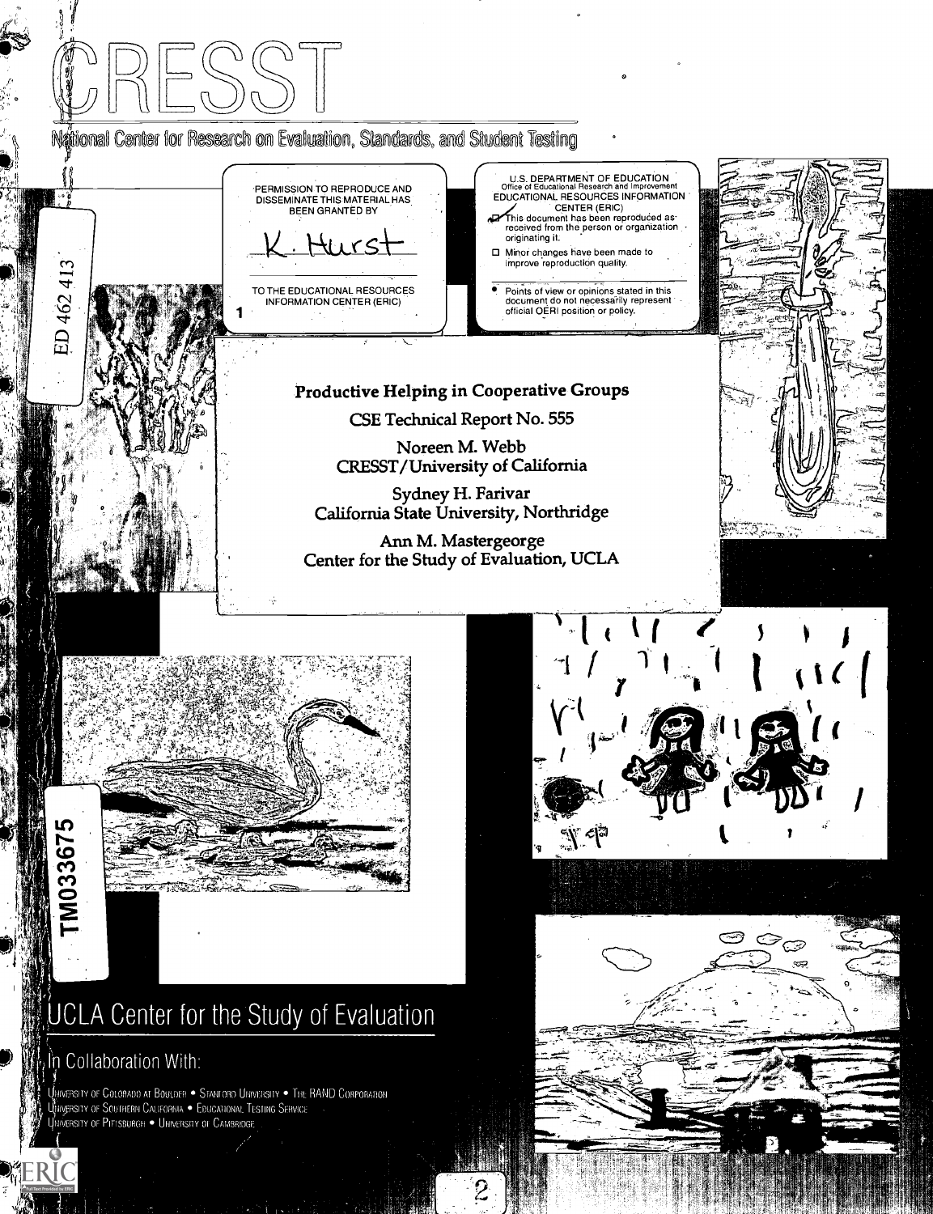# CRESST

National Center for Research on Evaluation, Standards, and Student Testing

PERMISSION TO REPRODUCE AND DISSEMINATE THIS MATERIAL HAS BEEN GRANTED BY

K. Hurst

TO THE EDUCATIONAL RESOURCES INFORMATION CENTER (ERIC)

U.S. DEPARTMENT OF EDUCATION
Office of Educational Research and Improvement
EDUCATIONAL RESOURCES INFORMATION CENTER (ERIC)

- This document has been reproduced as received from the person or organization originating it.
- Minor changes have been made to improve reproduction quality.
- Points of view or opinions stated in this document do not necessarily represent official OERI position or policy.

ED 462 413

## Productive Helping in Cooperative Groups

CSE Technical Report No. 555

Noreen M. Webb
CRESST/University of California

Sydney H. Farivar
California State University, Northridge

Ann M. Mastergeorge
Center for the Study of Evaluation, UCLA

TM033675

UCLA Center for the Study of Evaluation

In Collaboration With:

University of Colorado at Boulder • Stanford University • The RAND Corporation
University of Southern California • Educational Testing Service
University of Pittsburgh • University of Cambridge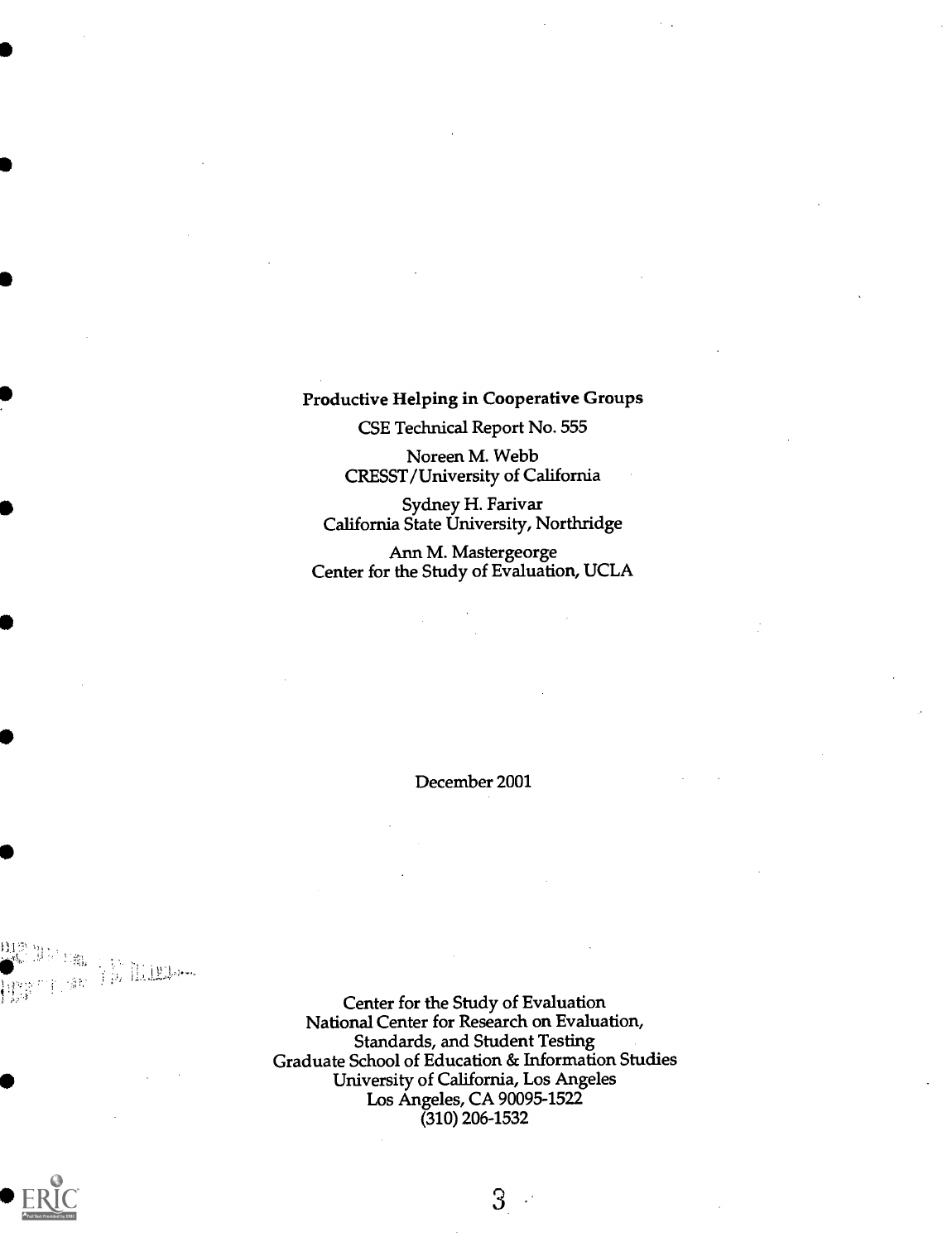# Productive Helping in Cooperative Groups

CSE Technical Report No. 555

Noreen M. Webb
CRESST/University of California

Sydney H. Farivar
California State University, Northridge

Ann M. Mastergeorge
Center for the Study of Evaluation, UCLA

December 2001

Center for the Study of Evaluation
National Center for Research on Evaluation,
Standards, and Student Testing
Graduate School of Education & Information Studies
University of California, Los Angeles
Los Angeles, CA 90095-1522
(310) 206-1532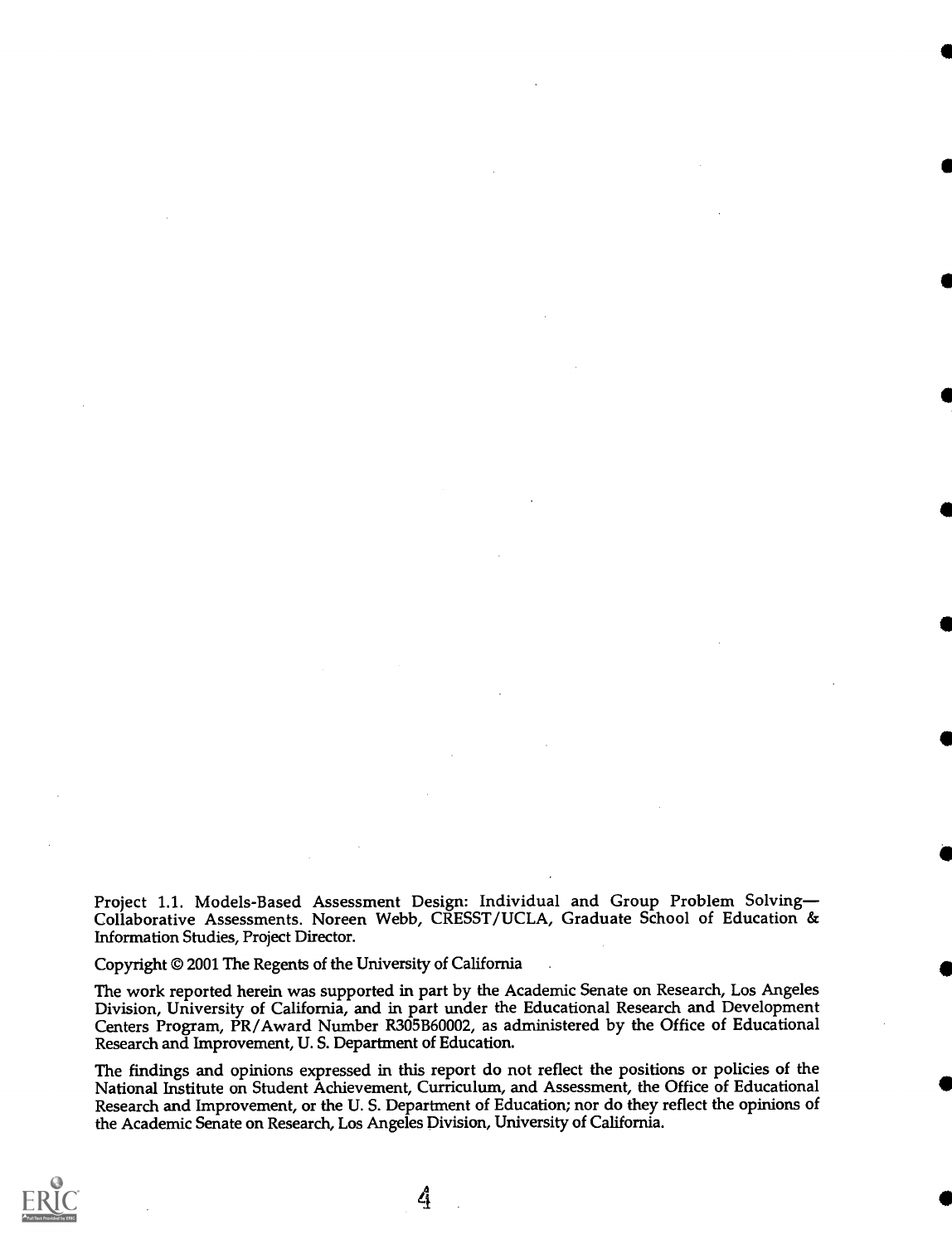Project 1.1. Models-Based Assessment Design: Individual and Group Problem Solving—Collaborative Assessments. Noreen Webb, CRESST/UCLA, Graduate School of Education & Information Studies, Project Director.

Copyright © 2001 The Regents of the University of California

The work reported herein was supported in part by the Academic Senate on Research, Los Angeles Division, University of California, and in part under the Educational Research and Development Centers Program, PR/Award Number R305B60002, as administered by the Office of Educational Research and Improvement, U. S. Department of Education.

The findings and opinions expressed in this report do not reflect the positions or policies of the National Institute on Student Achievement, Curriculum, and Assessment, the Office of Educational Research and Improvement, or the U. S. Department of Education; nor do they reflect the opinions of the Academic Senate on Research, Los Angeles Division, University of California.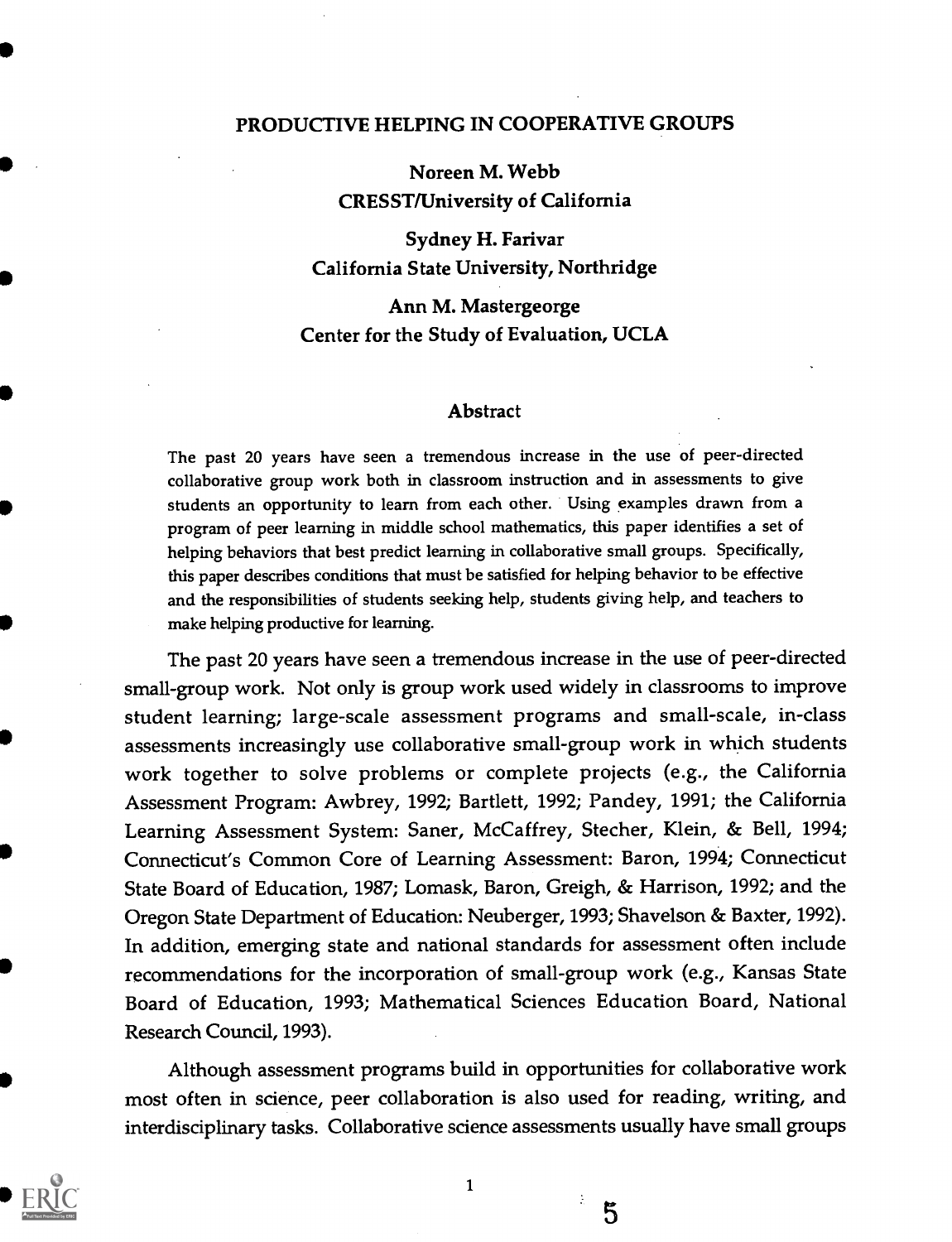# PRODUCTIVE HELPING IN COOPERATIVE GROUPS

Noreen M. Webb
CRESST/University of California

Sydney H. Farivar
California State University, Northridge

Ann M. Mastergeorge
Center for the Study of Evaluation, UCLA

## Abstract

The past 20 years have seen a tremendous increase in the use of peer-directed collaborative group work both in classroom instruction and in assessments to give students an opportunity to learn from each other. Using examples drawn from a program of peer learning in middle school mathematics, this paper identifies a set of helping behaviors that best predict learning in collaborative small groups. Specifically, this paper describes conditions that must be satisfied for helping behavior to be effective and the responsibilities of students seeking help, students giving help, and teachers to make helping productive for learning.

The past 20 years have seen a tremendous increase in the use of peer-directed small-group work. Not only is group work used widely in classrooms to improve student learning; large-scale assessment programs and small-scale, in-class assessments increasingly use collaborative small-group work in which students work together to solve problems or complete projects (e.g., the California Assessment Program: Awbrey, 1992; Bartlett, 1992; Pandey, 1991; the California Learning Assessment System: Saner, McCaffrey, Stecher, Klein, & Bell, 1994; Connecticut's Common Core of Learning Assessment: Baron, 1994; Connecticut State Board of Education, 1987; Lomask, Baron, Greigh, & Harrison, 1992; and the Oregon State Department of Education: Neuberger, 1993; Shavelson & Baxter, 1992). In addition, emerging state and national standards for assessment often include recommendations for the incorporation of small-group work (e.g., Kansas State Board of Education, 1993; Mathematical Sciences Education Board, National Research Council, 1993).

Although assessment programs build in opportunities for collaborative work most often in science, peer collaboration is also used for reading, writing, and interdisciplinary tasks. Collaborative science assessments usually have small groups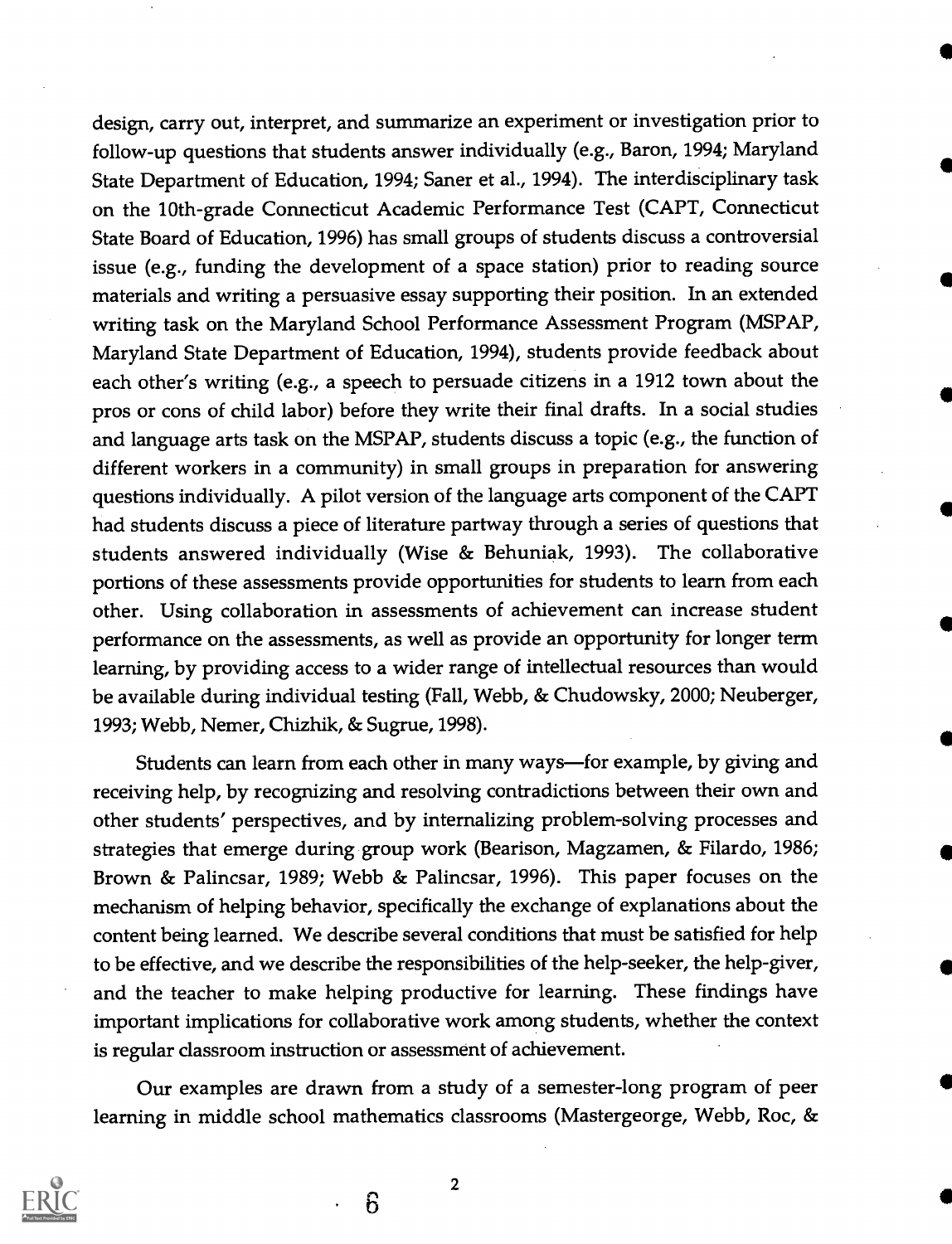design, carry out, interpret, and summarize an experiment or investigation prior to follow-up questions that students answer individually (e.g., Baron, 1994; Maryland State Department of Education, 1994; Saner et al., 1994). The interdisciplinary task on the 10th-grade Connecticut Academic Performance Test (CAPT, Connecticut State Board of Education, 1996) has small groups of students discuss a controversial issue (e.g., funding the development of a space station) prior to reading source materials and writing a persuasive essay supporting their position. In an extended writing task on the Maryland School Performance Assessment Program (MSPAP, Maryland State Department of Education, 1994), students provide feedback about each other's writing (e.g., a speech to persuade citizens in a 1912 town about the pros or cons of child labor) before they write their final drafts. In a social studies and language arts task on the MSPAP, students discuss a topic (e.g., the function of different workers in a community) in small groups in preparation for answering questions individually. A pilot version of the language arts component of the CAPT had students discuss a piece of literature partway through a series of questions that students answered individually (Wise & Behuniak, 1993). The collaborative portions of these assessments provide opportunities for students to learn from each other. Using collaboration in assessments of achievement can increase student performance on the assessments, as well as provide an opportunity for longer term learning, by providing access to a wider range of intellectual resources than would be available during individual testing (Fall, Webb, & Chudowsky, 2000; Neuberger, 1993; Webb, Nemer, Chizhik, & Sugrue, 1998).

Students can learn from each other in many ways—for example, by giving and receiving help, by recognizing and resolving contradictions between their own and other students' perspectives, and by internalizing problem-solving processes and strategies that emerge during group work (Bearison, Magzamen, & Filardo, 1986; Brown & Palincsar, 1989; Webb & Palincsar, 1996). This paper focuses on the mechanism of helping behavior, specifically the exchange of explanations about the content being learned. We describe several conditions that must be satisfied for help to be effective, and we describe the responsibilities of the help-seeker, the help-giver, and the teacher to make helping productive for learning. These findings have important implications for collaborative work among students, whether the context is regular classroom instruction or assessment of achievement.

Our examples are drawn from a study of a semester-long program of peer learning in middle school mathematics classrooms (Mastergeorge, Webb, Roc, &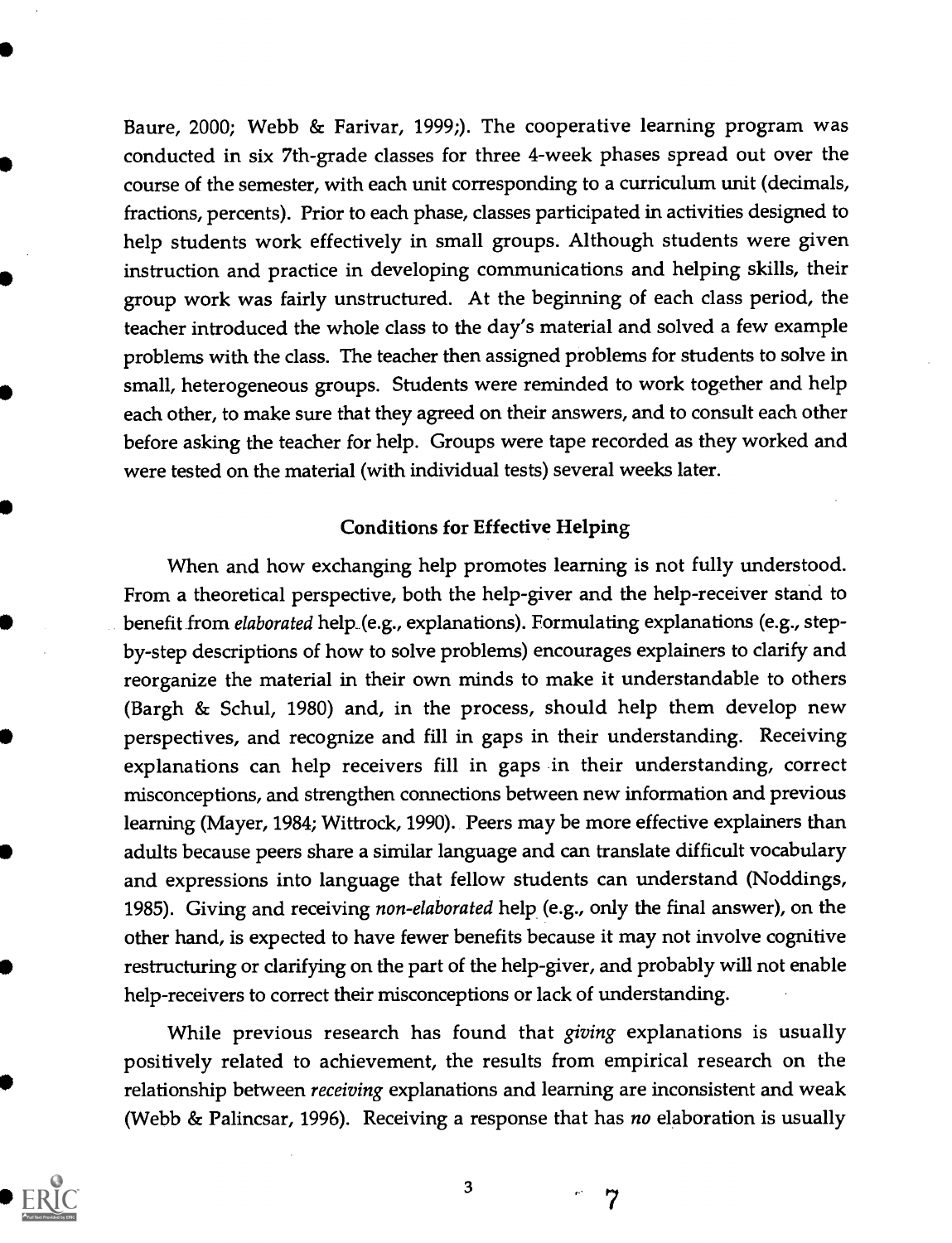Baure, 2000; Webb & Farivar, 1999;). The cooperative learning program was conducted in six 7th-grade classes for three 4-week phases spread out over the course of the semester, with each unit corresponding to a curriculum unit (decimals, fractions, percents). Prior to each phase, classes participated in activities designed to help students work effectively in small groups. Although students were given instruction and practice in developing communications and helping skills, their group work was fairly unstructured. At the beginning of each class period, the teacher introduced the whole class to the day's material and solved a few example problems with the class. The teacher then assigned problems for students to solve in small, heterogeneous groups. Students were reminded to work together and help each other, to make sure that they agreed on their answers, and to consult each other before asking the teacher for help. Groups were tape recorded as they worked and were tested on the material (with individual tests) several weeks later.

## Conditions for Effective Helping

When and how exchanging help promotes learning is not fully understood. From a theoretical perspective, both the help-giver and the help-receiver stand to benefit from *elaborated* help (e.g., explanations). Formulating explanations (e.g., step-by-step descriptions of how to solve problems) encourages explainers to clarify and reorganize the material in their own minds to make it understandable to others (Bargh & Schul, 1980) and, in the process, should help them develop new perspectives, and recognize and fill in gaps in their understanding. Receiving explanations can help receivers fill in gaps in their understanding, correct misconceptions, and strengthen connections between new information and previous learning (Mayer, 1984; Wittrock, 1990). Peers may be more effective explainers than adults because peers share a similar language and can translate difficult vocabulary and expressions into language that fellow students can understand (Noddings, 1985). Giving and receiving *non-elaborated* help (e.g., only the final answer), on the other hand, is expected to have fewer benefits because it may not involve cognitive restructuring or clarifying on the part of the help-giver, and probably will not enable help-receivers to correct their misconceptions or lack of understanding.

While previous research has found that *giving* explanations is usually positively related to achievement, the results from empirical research on the relationship between *receiving* explanations and learning are inconsistent and weak (Webb & Palincsar, 1996). Receiving a response that has *no* elaboration is usually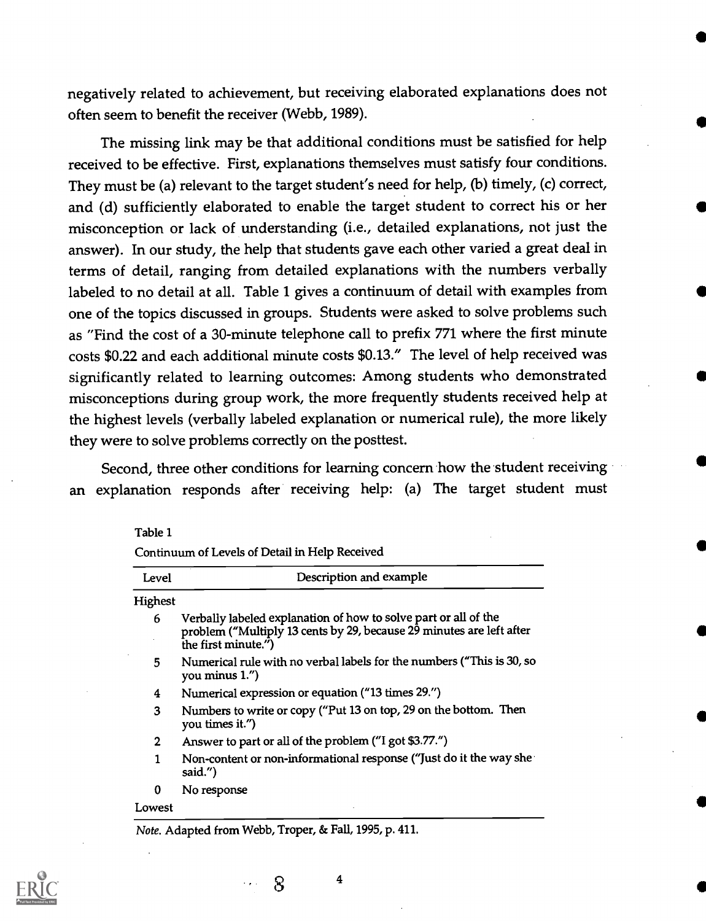negatively related to achievement, but receiving elaborated explanations does not often seem to benefit the receiver (Webb, 1989).

The missing link may be that additional conditions must be satisfied for help received to be effective. First, explanations themselves must satisfy four conditions. They must be (a) relevant to the target student's need for help, (b) timely, (c) correct, and (d) sufficiently elaborated to enable the target student to correct his or her misconception or lack of understanding (i.e., detailed explanations, not just the answer). In our study, the help that students gave each other varied a great deal in terms of detail, ranging from detailed explanations with the numbers verbally labeled to no detail at all. Table 1 gives a continuum of detail with examples from one of the topics discussed in groups. Students were asked to solve problems such as "Find the cost of a 30-minute telephone call to prefix 771 where the first minute costs \$0.22 and each additional minute costs \$0.13." The level of help received was significantly related to learning outcomes: Among students who demonstrated misconceptions during group work, the more frequently students received help at the highest levels (verbally labeled explanation or numerical rule), the more likely they were to solve problems correctly on the posttest.

Second, three other conditions for learning concern how the student receiving an explanation responds after receiving help: (a) The target student must

Table 1

Continuum of Levels of Detail in Help Received

| Level | Description and example |
|---|---|
| Highest | |
| 6 | Verbally labeled explanation of how to solve part or all of the problem ("Multiply 13 cents by 29, because 29 minutes are left after the first minute.") |
| 5 | Numerical rule with no verbal labels for the numbers ("This is 30, so you minus 1.") |
| 4 | Numerical expression or equation ("13 times 29.") |
| 3 | Numbers to write or copy ("Put 13 on top, 29 on the bottom. Then you times it.") |
| 2 | Answer to part or all of the problem ("I got \$3.77.") |
| 1 | Non-content or non-informational response ("Just do it the way she said.") |
| 0 | No response |
| Lowest | |

*Note.* Adapted from Webb, Troper, & Fall, 1995, p. 411.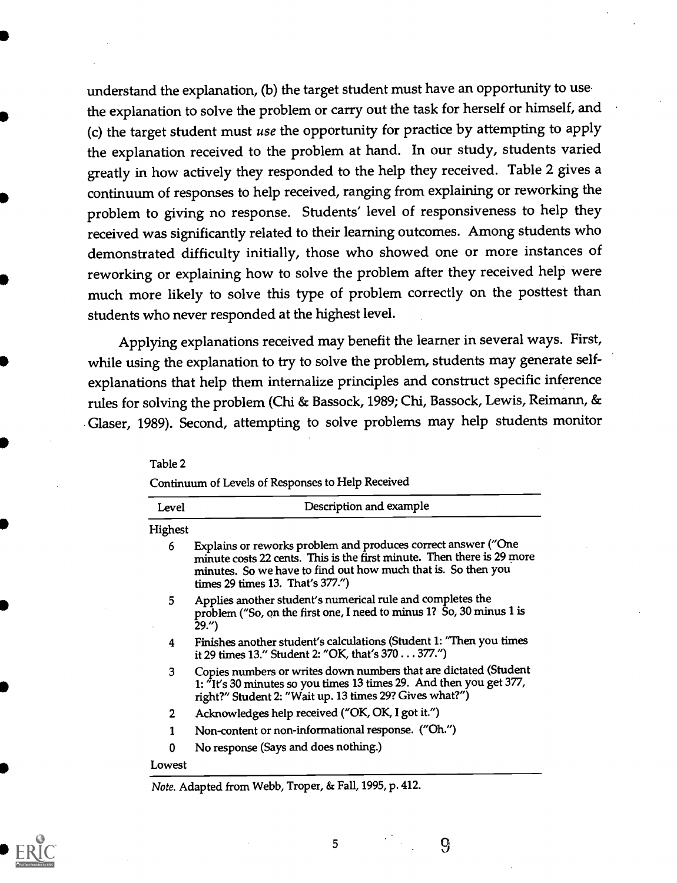understand the explanation, (b) the target student must have an opportunity to use the explanation to solve the problem or carry out the task for herself or himself, and (c) the target student must *use* the opportunity for practice by attempting to apply the explanation received to the problem at hand. In our study, students varied greatly in how actively they responded to the help they received. Table 2 gives a continuum of responses to help received, ranging from explaining or reworking the problem to giving no response. Students' level of responsiveness to help they received was significantly related to their learning outcomes. Among students who demonstrated difficulty initially, those who showed one or more instances of reworking or explaining how to solve the problem after they received help were much more likely to solve this type of problem correctly on the posttest than students who never responded at the highest level.

Applying explanations received may benefit the learner in several ways. First, while using the explanation to try to solve the problem, students may generate self-explanations that help them internalize principles and construct specific inference rules for solving the problem (Chi & Bassock, 1989; Chi, Bassock, Lewis, Reimann, & Glaser, 1989). Second, attempting to solve problems may help students monitor

Table 2

Continuum of Levels of Responses to Help Received

| Level | Description and example |
|---|---|
| Highest | |
| 6 | Explains or reworks problem and produces correct answer ("One minute costs 22 cents. This is the first minute. Then there is 29 more minutes. So we have to find out how much that is. So then you times 29 times 13. That's 377.") |
| 5 | Applies another student's numerical rule and completes the problem ("So, on the first one, I need to minus 1? So, 30 minus 1 is 29.") |
| 4 | Finishes another student's calculations (Student 1: "Then you times it 29 times 13." Student 2: "OK, that's 370 . . . 377.") |
| 3 | Copies numbers or writes down numbers that are dictated (Student 1: "It's 30 minutes so you times 13 times 29. And then you get 377, right?" Student 2: "Wait up. 13 times 29? Gives what?") |
| 2 | Acknowledges help received ("OK, OK, I got it.") |
| 1 | Non-content or non-informational response. ("Oh.") |
| 0 | No response (Says and does nothing.) |
| Lowest | |

*Note.* Adapted from Webb, Troper, & Fall, 1995, p. 412.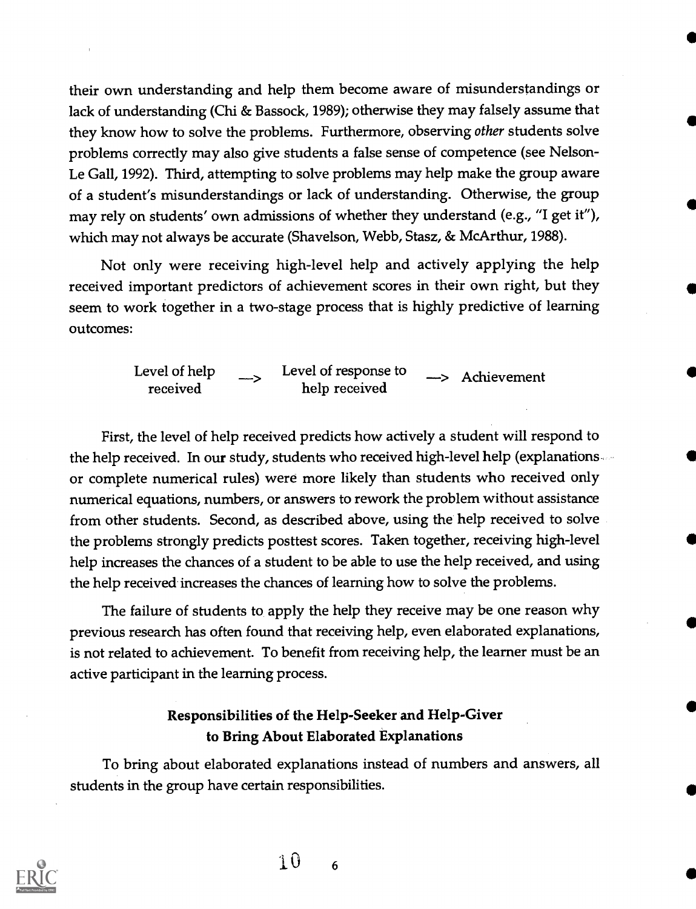their own understanding and help them become aware of misunderstandings or lack of understanding (Chi & Bassock, 1989); otherwise they may falsely assume that they know how to solve the problems. Furthermore, observing *other* students solve problems correctly may also give students a false sense of competence (see Nelson-Le Gall, 1992). Third, attempting to solve problems may help make the group aware of a student's misunderstandings or lack of understanding. Otherwise, the group may rely on students' own admissions of whether they understand (e.g., "I get it"), which may not always be accurate (Shavelson, Webb, Stasz, & McArthur, 1988).

Not only were receiving high-level help and actively applying the help received important predictors of achievement scores in their own right, but they seem to work together in a two-stage process that is highly predictive of learning outcomes:

Level of help received —> Level of response to help received —> Achievement

First, the level of help received predicts how actively a student will respond to the help received. In our study, students who received high-level help (explanations or complete numerical rules) were more likely than students who received only numerical equations, numbers, or answers to rework the problem without assistance from other students. Second, as described above, using the help received to solve the problems strongly predicts posttest scores. Taken together, receiving high-level help increases the chances of a student to be able to use the help received, and using the help received increases the chances of learning how to solve the problems.

The failure of students to apply the help they receive may be one reason why previous research has often found that receiving help, even elaborated explanations, is not related to achievement. To benefit from receiving help, the learner must be an active participant in the learning process.

## Responsibilities of the Help-Seeker and Help-Giver to Bring About Elaborated Explanations

To bring about elaborated explanations instead of numbers and answers, all students in the group have certain responsibilities.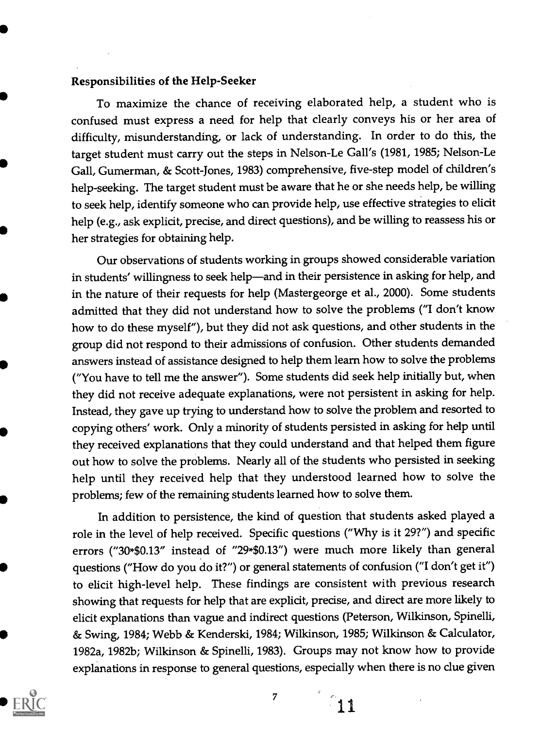### Responsibilities of the Help-Seeker

To maximize the chance of receiving elaborated help, a student who is confused must express a need for help that clearly conveys his or her area of difficulty, misunderstanding, or lack of understanding. In order to do this, the target student must carry out the steps in Nelson-Le Gall's (1981, 1985; Nelson-Le Gall, Gumerman, & Scott-Jones, 1983) comprehensive, five-step model of children's help-seeking. The target student must be aware that he or she needs help, be willing to seek help, identify someone who can provide help, use effective strategies to elicit help (e.g., ask explicit, precise, and direct questions), and be willing to reassess his or her strategies for obtaining help.

Our observations of students working in groups showed considerable variation in students' willingness to seek help—and in their persistence in asking for help, and in the nature of their requests for help (Mastergeorge et al., 2000). Some students admitted that they did not understand how to solve the problems ("I don't know how to do these myself"), but they did not ask questions, and other students in the group did not respond to their admissions of confusion. Other students demanded answers instead of assistance designed to help them learn how to solve the problems ("You have to tell me the answer"). Some students did seek help initially but, when they did not receive adequate explanations, were not persistent in asking for help. Instead, they gave up trying to understand how to solve the problem and resorted to copying others' work. Only a minority of students persisted in asking for help until they received explanations that they could understand and that helped them figure out how to solve the problems. Nearly all of the students who persisted in seeking help until they received help that they understood learned how to solve the problems; few of the remaining students learned how to solve them.

In addition to persistence, the kind of question that students asked played a role in the level of help received. Specific questions ("Why is it 29?") and specific errors ("30*$0.13" instead of "29*$0.13") were much more likely than general questions ("How do you do it?") or general statements of confusion ("I don't get it") to elicit high-level help. These findings are consistent with previous research showing that requests for help that are explicit, precise, and direct are more likely to elicit explanations than vague and indirect questions (Peterson, Wilkinson, Spinelli, & Swing, 1984; Webb & Kenderski, 1984; Wilkinson, 1985; Wilkinson & Calculator, 1982a, 1982b; Wilkinson & Spinelli, 1983). Groups may not know how to provide explanations in response to general questions, especially when there is no clue given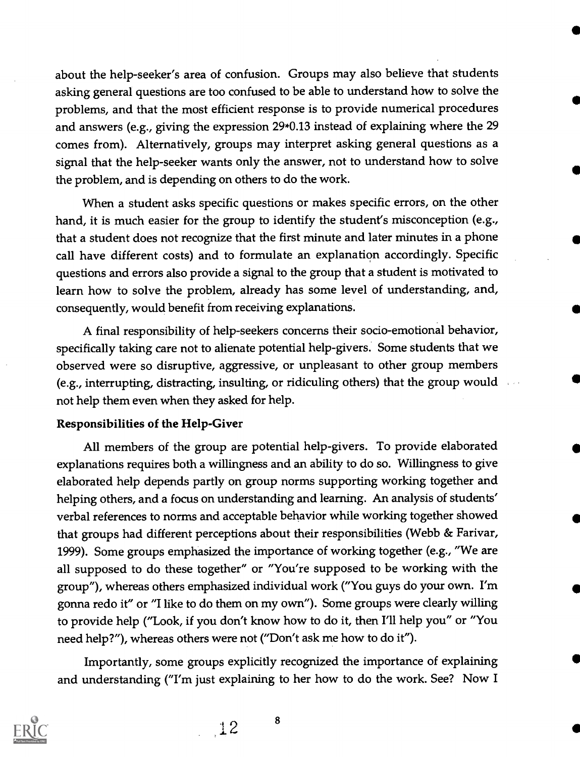about the help-seeker's area of confusion. Groups may also believe that students asking general questions are too confused to be able to understand how to solve the problems, and that the most efficient response is to provide numerical procedures and answers (e.g., giving the expression 29*0.13 instead of explaining where the 29 comes from). Alternatively, groups may interpret asking general questions as a signal that the help-seeker wants only the answer, not to understand how to solve the problem, and is depending on others to do the work.

When a student asks specific questions or makes specific errors, on the other hand, it is much easier for the group to identify the student's misconception (e.g., that a student does not recognize that the first minute and later minutes in a phone call have different costs) and to formulate an explanation accordingly. Specific questions and errors also provide a signal to the group that a student is motivated to learn how to solve the problem, already has some level of understanding, and, consequently, would benefit from receiving explanations.

A final responsibility of help-seekers concerns their socio-emotional behavior, specifically taking care not to alienate potential help-givers. Some students that we observed were so disruptive, aggressive, or unpleasant to other group members (e.g., interrupting, distracting, insulting, or ridiculing others) that the group would not help them even when they asked for help.

**Responsibilities of the Help-Giver**

All members of the group are potential help-givers. To provide elaborated explanations requires both a willingness and an ability to do so. Willingness to give elaborated help depends partly on group norms supporting working together and helping others, and a focus on understanding and learning. An analysis of students' verbal references to norms and acceptable behavior while working together showed that groups had different perceptions about their responsibilities (Webb & Farivar, 1999). Some groups emphasized the importance of working together (e.g., "We are all supposed to do these together" or "You're supposed to be working with the group"), whereas others emphasized individual work ("You guys do your own. I'm gonna redo it" or "I like to do them on my own"). Some groups were clearly willing to provide help ("Look, if you don't know how to do it, then I'll help you" or "You need help?"), whereas others were not ("Don't ask me how to do it").

Importantly, some groups explicitly recognized the importance of explaining and understanding ("I'm just explaining to her how to do the work. See? Now I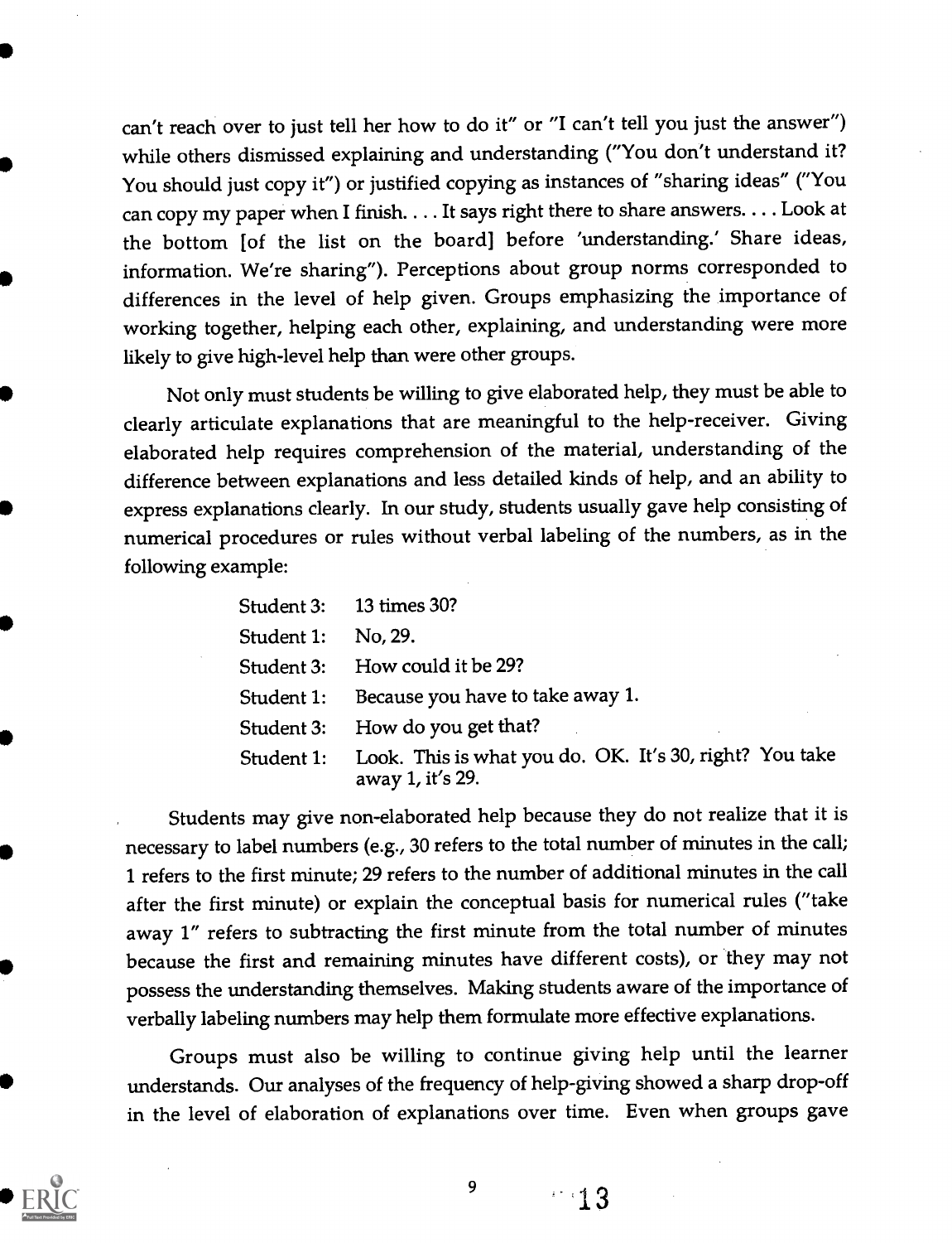can't reach over to just tell her how to do it" or "I can't tell you just the answer") while others dismissed explaining and understanding ("You don't understand it? You should just copy it") or justified copying as instances of "sharing ideas" ("You can copy my paper when I finish. . . . It says right there to share answers. . . . Look at the bottom [of the list on the board] before 'understanding.' Share ideas, information. We're sharing"). Perceptions about group norms corresponded to differences in the level of help given. Groups emphasizing the importance of working together, helping each other, explaining, and understanding were more likely to give high-level help than were other groups.

Not only must students be willing to give elaborated help, they must be able to clearly articulate explanations that are meaningful to the help-receiver. Giving elaborated help requires comprehension of the material, understanding of the difference between explanations and less detailed kinds of help, and an ability to express explanations clearly. In our study, students usually gave help consisting of numerical procedures or rules without verbal labeling of the numbers, as in the following example:

Student 3: 13 times 30?
Student 1: No, 29.
Student 3: How could it be 29?
Student 1: Because you have to take away 1.
Student 3: How do you get that?
Student 1: Look. This is what you do. OK. It's 30, right? You take away 1, it's 29.

Students may give non-elaborated help because they do not realize that it is necessary to label numbers (e.g., 30 refers to the total number of minutes in the call; 1 refers to the first minute; 29 refers to the number of additional minutes in the call after the first minute) or explain the conceptual basis for numerical rules ("take away 1" refers to subtracting the first minute from the total number of minutes because the first and remaining minutes have different costs), or they may not possess the understanding themselves. Making students aware of the importance of verbally labeling numbers may help them formulate more effective explanations.

Groups must also be willing to continue giving help until the learner understands. Our analyses of the frequency of help-giving showed a sharp drop-off in the level of elaboration of explanations over time. Even when groups gave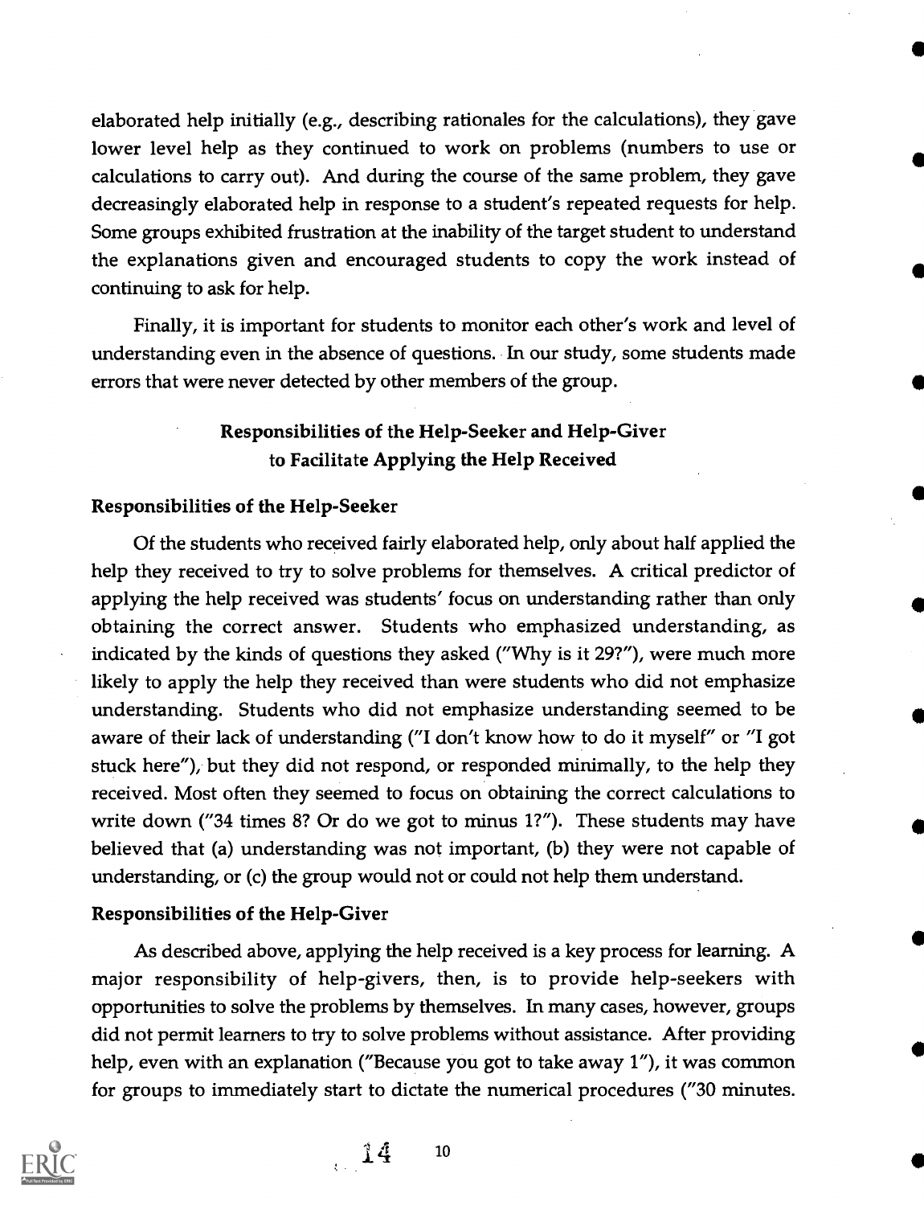elaborated help initially (e.g., describing rationales for the calculations), they gave lower level help as they continued to work on problems (numbers to use or calculations to carry out). And during the course of the same problem, they gave decreasingly elaborated help in response to a student's repeated requests for help. Some groups exhibited frustration at the inability of the target student to understand the explanations given and encouraged students to copy the work instead of continuing to ask for help.

Finally, it is important for students to monitor each other's work and level of understanding even in the absence of questions. In our study, some students made errors that were never detected by other members of the group.

## Responsibilities of the Help-Seeker and Help-Giver to Facilitate Applying the Help Received

### Responsibilities of the Help-Seeker

Of the students who received fairly elaborated help, only about half applied the help they received to try to solve problems for themselves. A critical predictor of applying the help received was students' focus on understanding rather than only obtaining the correct answer. Students who emphasized understanding, as indicated by the kinds of questions they asked ("Why is it 29?"), were much more likely to apply the help they received than were students who did not emphasize understanding. Students who did not emphasize understanding seemed to be aware of their lack of understanding ("I don't know how to do it myself" or "I got stuck here"), but they did not respond, or responded minimally, to the help they received. Most often they seemed to focus on obtaining the correct calculations to write down ("34 times 8? Or do we got to minus 1?"). These students may have believed that (a) understanding was not important, (b) they were not capable of understanding, or (c) the group would not or could not help them understand.

### Responsibilities of the Help-Giver

As described above, applying the help received is a key process for learning. A major responsibility of help-givers, then, is to provide help-seekers with opportunities to solve the problems by themselves. In many cases, however, groups did not permit learners to try to solve problems without assistance. After providing help, even with an explanation ("Because you got to take away 1"), it was common for groups to immediately start to dictate the numerical procedures ("30 minutes.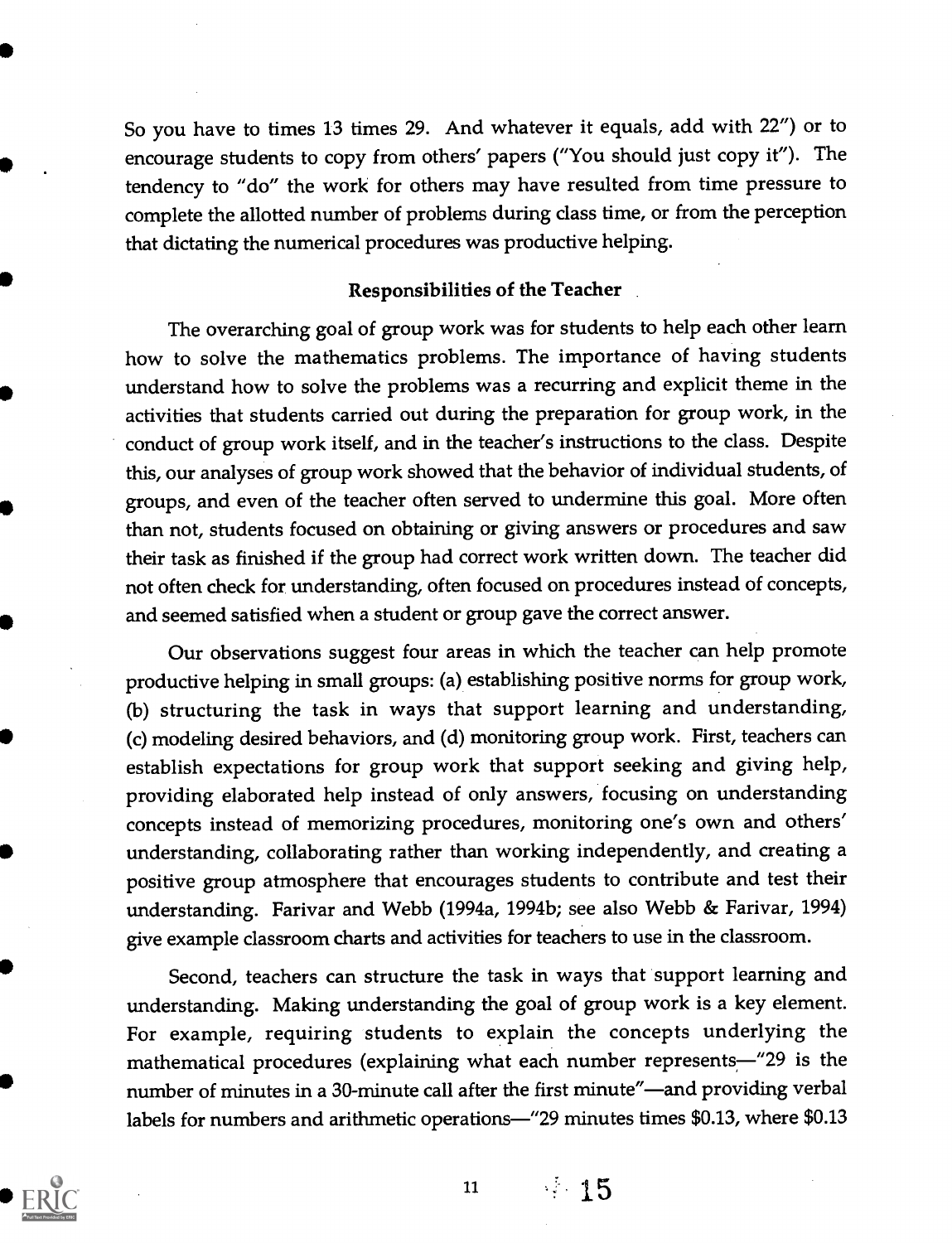So you have to times 13 times 29. And whatever it equals, add with 22") or to encourage students to copy from others' papers ("You should just copy it"). The tendency to "do" the work for others may have resulted from time pressure to complete the allotted number of problems during class time, or from the perception that dictating the numerical procedures was productive helping.

### Responsibilities of the Teacher

The overarching goal of group work was for students to help each other learn how to solve the mathematics problems. The importance of having students understand how to solve the problems was a recurring and explicit theme in the activities that students carried out during the preparation for group work, in the conduct of group work itself, and in the teacher's instructions to the class. Despite this, our analyses of group work showed that the behavior of individual students, of groups, and even of the teacher often served to undermine this goal. More often than not, students focused on obtaining or giving answers or procedures and saw their task as finished if the group had correct work written down. The teacher did not often check for understanding, often focused on procedures instead of concepts, and seemed satisfied when a student or group gave the correct answer.

Our observations suggest four areas in which the teacher can help promote productive helping in small groups: (a) establishing positive norms for group work, (b) structuring the task in ways that support learning and understanding, (c) modeling desired behaviors, and (d) monitoring group work. First, teachers can establish expectations for group work that support seeking and giving help, providing elaborated help instead of only answers, focusing on understanding concepts instead of memorizing procedures, monitoring one's own and others' understanding, collaborating rather than working independently, and creating a positive group atmosphere that encourages students to contribute and test their understanding. Farivar and Webb (1994a, 1994b; see also Webb & Farivar, 1994) give example classroom charts and activities for teachers to use in the classroom.

Second, teachers can structure the task in ways that support learning and understanding. Making understanding the goal of group work is a key element. For example, requiring students to explain the concepts underlying the mathematical procedures (explaining what each number represents—"29 is the number of minutes in a 30-minute call after the first minute"—and providing verbal labels for numbers and arithmetic operations—"29 minutes times $0.13, where $0.13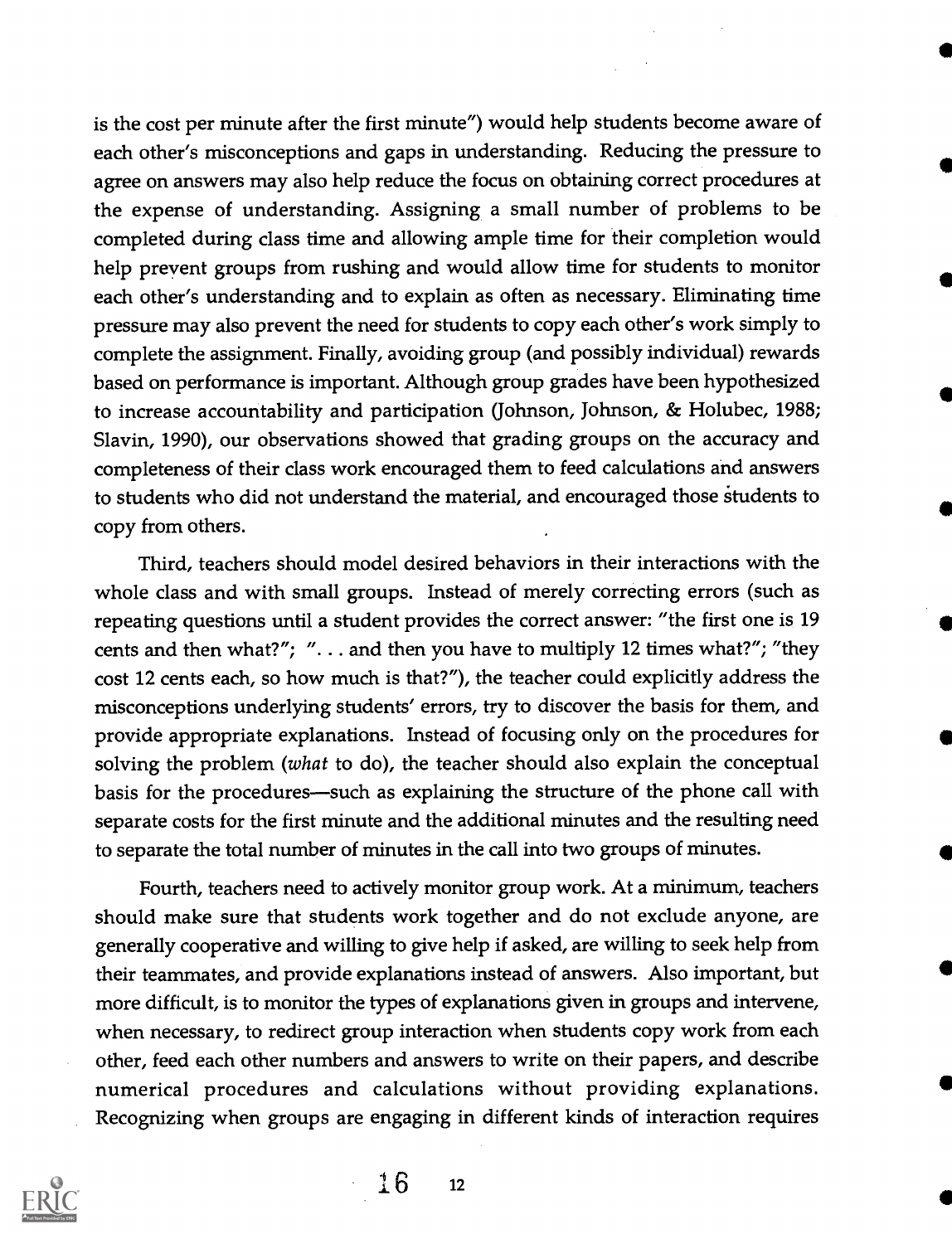is the cost per minute after the first minute") would help students become aware of each other's misconceptions and gaps in understanding. Reducing the pressure to agree on answers may also help reduce the focus on obtaining correct procedures at the expense of understanding. Assigning a small number of problems to be completed during class time and allowing ample time for their completion would help prevent groups from rushing and would allow time for students to monitor each other's understanding and to explain as often as necessary. Eliminating time pressure may also prevent the need for students to copy each other's work simply to complete the assignment. Finally, avoiding group (and possibly individual) rewards based on performance is important. Although group grades have been hypothesized to increase accountability and participation (Johnson, Johnson, & Holubec, 1988; Slavin, 1990), our observations showed that grading groups on the accuracy and completeness of their class work encouraged them to feed calculations and answers to students who did not understand the material, and encouraged those students to copy from others.

Third, teachers should model desired behaviors in their interactions with the whole class and with small groups. Instead of merely correcting errors (such as repeating questions until a student provides the correct answer: "the first one is 19 cents and then what?"; ". . . and then you have to multiply 12 times what?"; "they cost 12 cents each, so how much is that?"), the teacher could explicitly address the misconceptions underlying students' errors, try to discover the basis for them, and provide appropriate explanations. Instead of focusing only on the procedures for solving the problem (*what* to do), the teacher should also explain the conceptual basis for the procedures—such as explaining the structure of the phone call with separate costs for the first minute and the additional minutes and the resulting need to separate the total number of minutes in the call into two groups of minutes.

Fourth, teachers need to actively monitor group work. At a minimum, teachers should make sure that students work together and do not exclude anyone, are generally cooperative and willing to give help if asked, are willing to seek help from their teammates, and provide explanations instead of answers. Also important, but more difficult, is to monitor the types of explanations given in groups and intervene, when necessary, to redirect group interaction when students copy work from each other, feed each other numbers and answers to write on their papers, and describe numerical procedures and calculations without providing explanations. Recognizing when groups are engaging in different kinds of interaction requires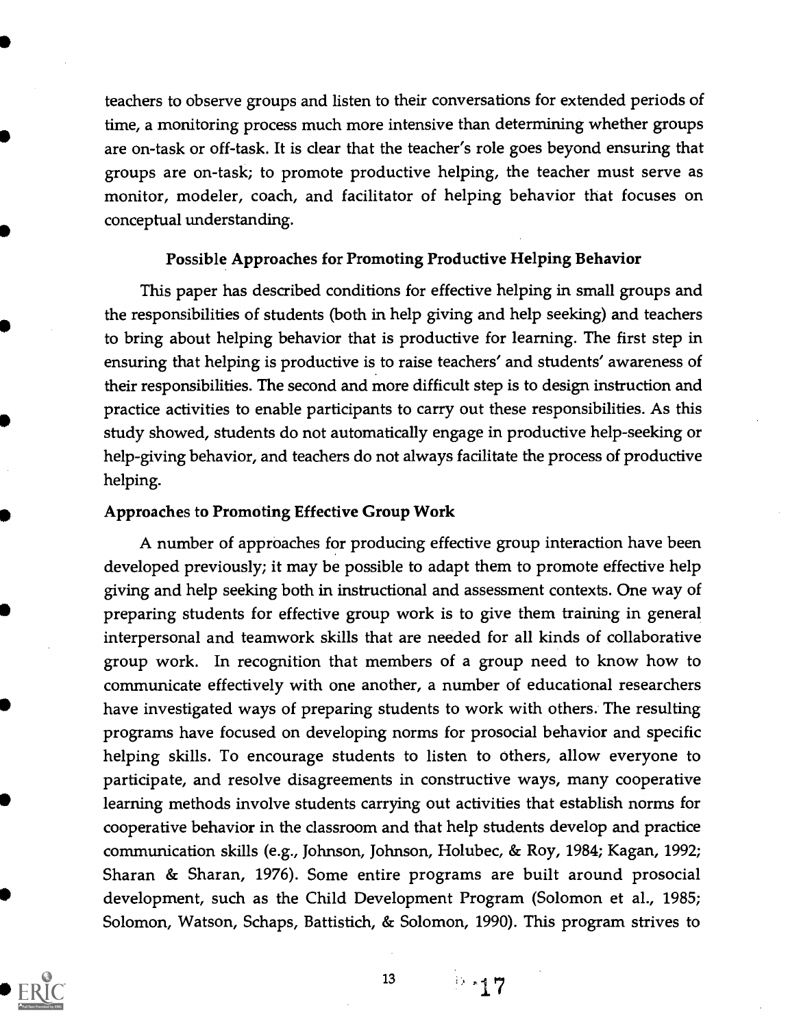teachers to observe groups and listen to their conversations for extended periods of time, a monitoring process much more intensive than determining whether groups are on-task or off-task. It is clear that the teacher's role goes beyond ensuring that groups are on-task; to promote productive helping, the teacher must serve as monitor, modeler, coach, and facilitator of helping behavior that focuses on conceptual understanding.

## Possible Approaches for Promoting Productive Helping Behavior

This paper has described conditions for effective helping in small groups and the responsibilities of students (both in help giving and help seeking) and teachers to bring about helping behavior that is productive for learning. The first step in ensuring that helping is productive is to raise teachers' and students' awareness of their responsibilities. The second and more difficult step is to design instruction and practice activities to enable participants to carry out these responsibilities. As this study showed, students do not automatically engage in productive help-seeking or help-giving behavior, and teachers do not always facilitate the process of productive helping.

### Approaches to Promoting Effective Group Work

A number of approaches for producing effective group interaction have been developed previously; it may be possible to adapt them to promote effective help giving and help seeking both in instructional and assessment contexts. One way of preparing students for effective group work is to give them training in general interpersonal and teamwork skills that are needed for all kinds of collaborative group work. In recognition that members of a group need to know how to communicate effectively with one another, a number of educational researchers have investigated ways of preparing students to work with others. The resulting programs have focused on developing norms for prosocial behavior and specific helping skills. To encourage students to listen to others, allow everyone to participate, and resolve disagreements in constructive ways, many cooperative learning methods involve students carrying out activities that establish norms for cooperative behavior in the classroom and that help students develop and practice communication skills (e.g., Johnson, Johnson, Holubec, & Roy, 1984; Kagan, 1992; Sharan & Sharan, 1976). Some entire programs are built around prosocial development, such as the Child Development Program (Solomon et al., 1985; Solomon, Watson, Schaps, Battistich, & Solomon, 1990). This program strives to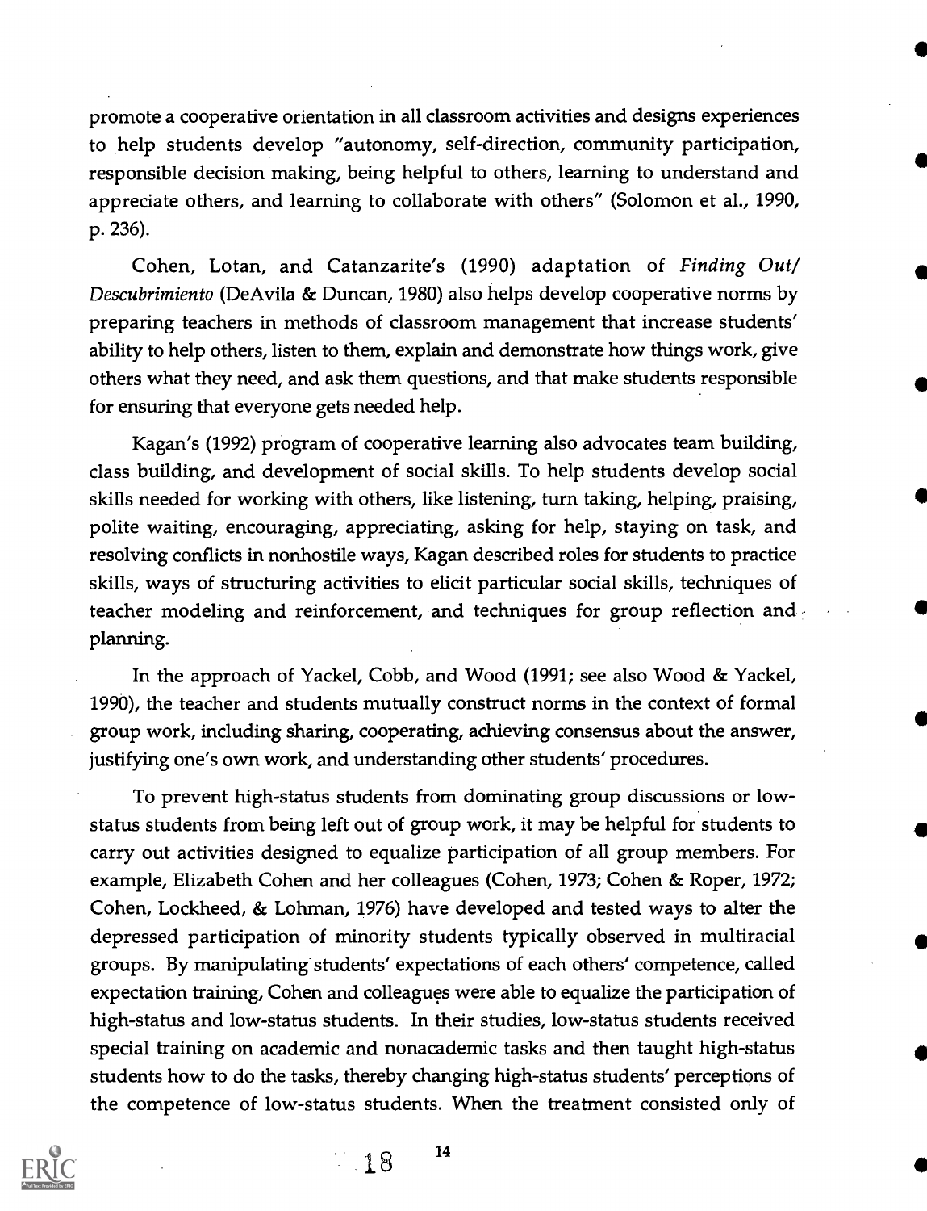promote a cooperative orientation in all classroom activities and designs experiences to help students develop "autonomy, self-direction, community participation, responsible decision making, being helpful to others, learning to understand and appreciate others, and learning to collaborate with others" (Solomon et al., 1990, p. 236).

Cohen, Lotan, and Catanzarite's (1990) adaptation of *Finding Out/ Descubrimiento* (DeAvila & Duncan, 1980) also helps develop cooperative norms by preparing teachers in methods of classroom management that increase students' ability to help others, listen to them, explain and demonstrate how things work, give others what they need, and ask them questions, and that make students responsible for ensuring that everyone gets needed help.

Kagan's (1992) program of cooperative learning also advocates team building, class building, and development of social skills. To help students develop social skills needed for working with others, like listening, turn taking, helping, praising, polite waiting, encouraging, appreciating, asking for help, staying on task, and resolving conflicts in nonhostile ways, Kagan described roles for students to practice skills, ways of structuring activities to elicit particular social skills, techniques of teacher modeling and reinforcement, and techniques for group reflection and planning.

In the approach of Yackel, Cobb, and Wood (1991; see also Wood & Yackel, 1990), the teacher and students mutually construct norms in the context of formal group work, including sharing, cooperating, achieving consensus about the answer, justifying one's own work, and understanding other students' procedures.

To prevent high-status students from dominating group discussions or low-status students from being left out of group work, it may be helpful for students to carry out activities designed to equalize participation of all group members. For example, Elizabeth Cohen and her colleagues (Cohen, 1973; Cohen & Roper, 1972; Cohen, Lockheed, & Lohman, 1976) have developed and tested ways to alter the depressed participation of minority students typically observed in multiracial groups. By manipulating students' expectations of each others' competence, called expectation training, Cohen and colleagues were able to equalize the participation of high-status and low-status students. In their studies, low-status students received special training on academic and nonacademic tasks and then taught high-status students how to do the tasks, thereby changing high-status students' perceptions of the competence of low-status students. When the treatment consisted only of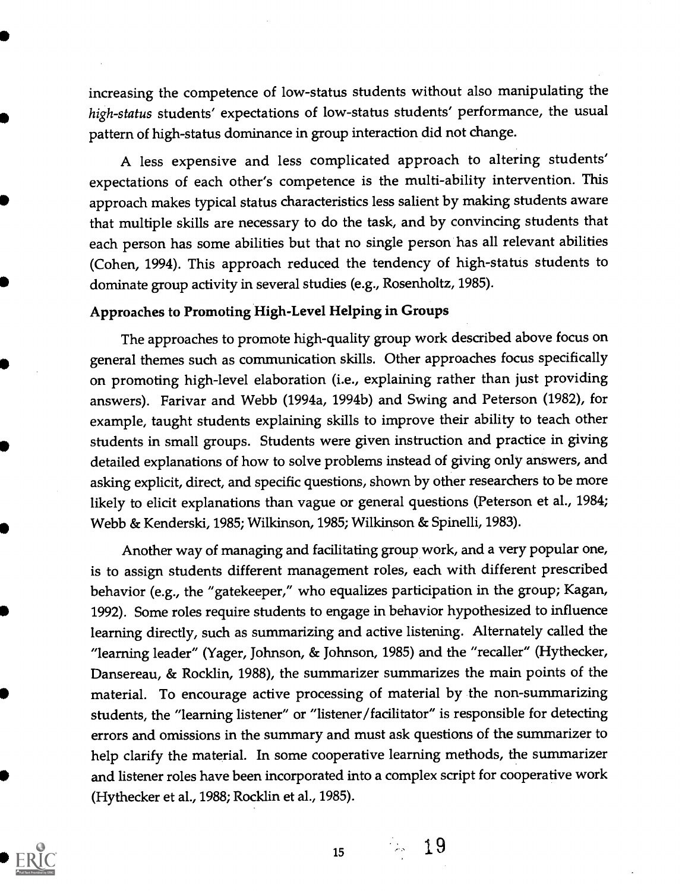increasing the competence of low-status students without also manipulating the *high-status* students' expectations of low-status students' performance, the usual pattern of high-status dominance in group interaction did not change.

A less expensive and less complicated approach to altering students' expectations of each other's competence is the multi-ability intervention. This approach makes typical status characteristics less salient by making students aware that multiple skills are necessary to do the task, and by convincing students that each person has some abilities but that no single person has all relevant abilities (Cohen, 1994). This approach reduced the tendency of high-status students to dominate group activity in several studies (e.g., Rosenholtz, 1985).

**Approaches to Promoting High-Level Helping in Groups**

The approaches to promote high-quality group work described above focus on general themes such as communication skills. Other approaches focus specifically on promoting high-level elaboration (i.e., explaining rather than just providing answers). Farivar and Webb (1994a, 1994b) and Swing and Peterson (1982), for example, taught students explaining skills to improve their ability to teach other students in small groups. Students were given instruction and practice in giving detailed explanations of how to solve problems instead of giving only answers, and asking explicit, direct, and specific questions, shown by other researchers to be more likely to elicit explanations than vague or general questions (Peterson et al., 1984; Webb & Kenderski, 1985; Wilkinson, 1985; Wilkinson & Spinelli, 1983).

Another way of managing and facilitating group work, and a very popular one, is to assign students different management roles, each with different prescribed behavior (e.g., the "gatekeeper," who equalizes participation in the group; Kagan, 1992). Some roles require students to engage in behavior hypothesized to influence learning directly, such as summarizing and active listening. Alternately called the "learning leader" (Yager, Johnson, & Johnson, 1985) and the "recaller" (Hythecker, Dansereau, & Rocklin, 1988), the summarizer summarizes the main points of the material. To encourage active processing of material by the non-summarizing students, the "learning listener" or "listener/facilitator" is responsible for detecting errors and omissions in the summary and must ask questions of the summarizer to help clarify the material. In some cooperative learning methods, the summarizer and listener roles have been incorporated into a complex script for cooperative work (Hythecker et al., 1988; Rocklin et al., 1985).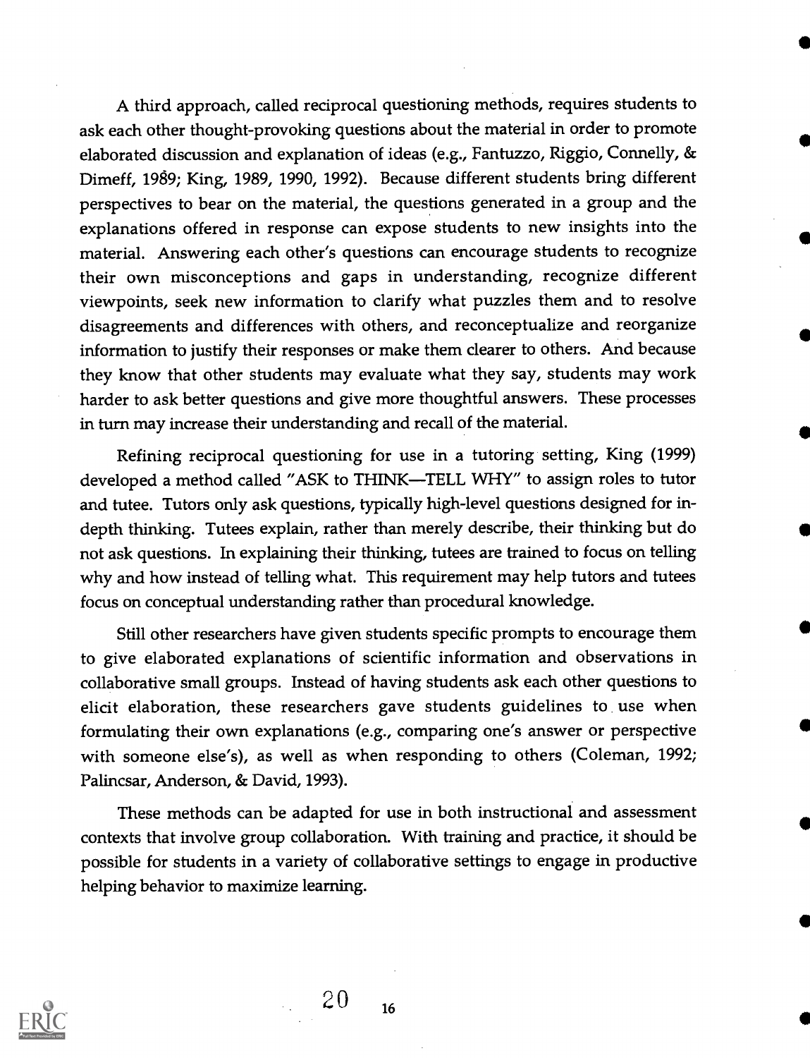A third approach, called reciprocal questioning methods, requires students to ask each other thought-provoking questions about the material in order to promote elaborated discussion and explanation of ideas (e.g., Fantuzzo, Riggio, Connelly, & Dimeff, 1989; King, 1989, 1990, 1992). Because different students bring different perspectives to bear on the material, the questions generated in a group and the explanations offered in response can expose students to new insights into the material. Answering each other's questions can encourage students to recognize their own misconceptions and gaps in understanding, recognize different viewpoints, seek new information to clarify what puzzles them and to resolve disagreements and differences with others, and reconceptualize and reorganize information to justify their responses or make them clearer to others. And because they know that other students may evaluate what they say, students may work harder to ask better questions and give more thoughtful answers. These processes in turn may increase their understanding and recall of the material.

Refining reciprocal questioning for use in a tutoring setting, King (1999) developed a method called "ASK to THINK—TELL WHY" to assign roles to tutor and tutee. Tutors only ask questions, typically high-level questions designed for in-depth thinking. Tutees explain, rather than merely describe, their thinking but do not ask questions. In explaining their thinking, tutees are trained to focus on telling why and how instead of telling what. This requirement may help tutors and tutees focus on conceptual understanding rather than procedural knowledge.

Still other researchers have given students specific prompts to encourage them to give elaborated explanations of scientific information and observations in collaborative small groups. Instead of having students ask each other questions to elicit elaboration, these researchers gave students guidelines to use when formulating their own explanations (e.g., comparing one's answer or perspective with someone else's), as well as when responding to others (Coleman, 1992; Palincsar, Anderson, & David, 1993).

These methods can be adapted for use in both instructional and assessment contexts that involve group collaboration. With training and practice, it should be possible for students in a variety of collaborative settings to engage in productive helping behavior to maximize learning.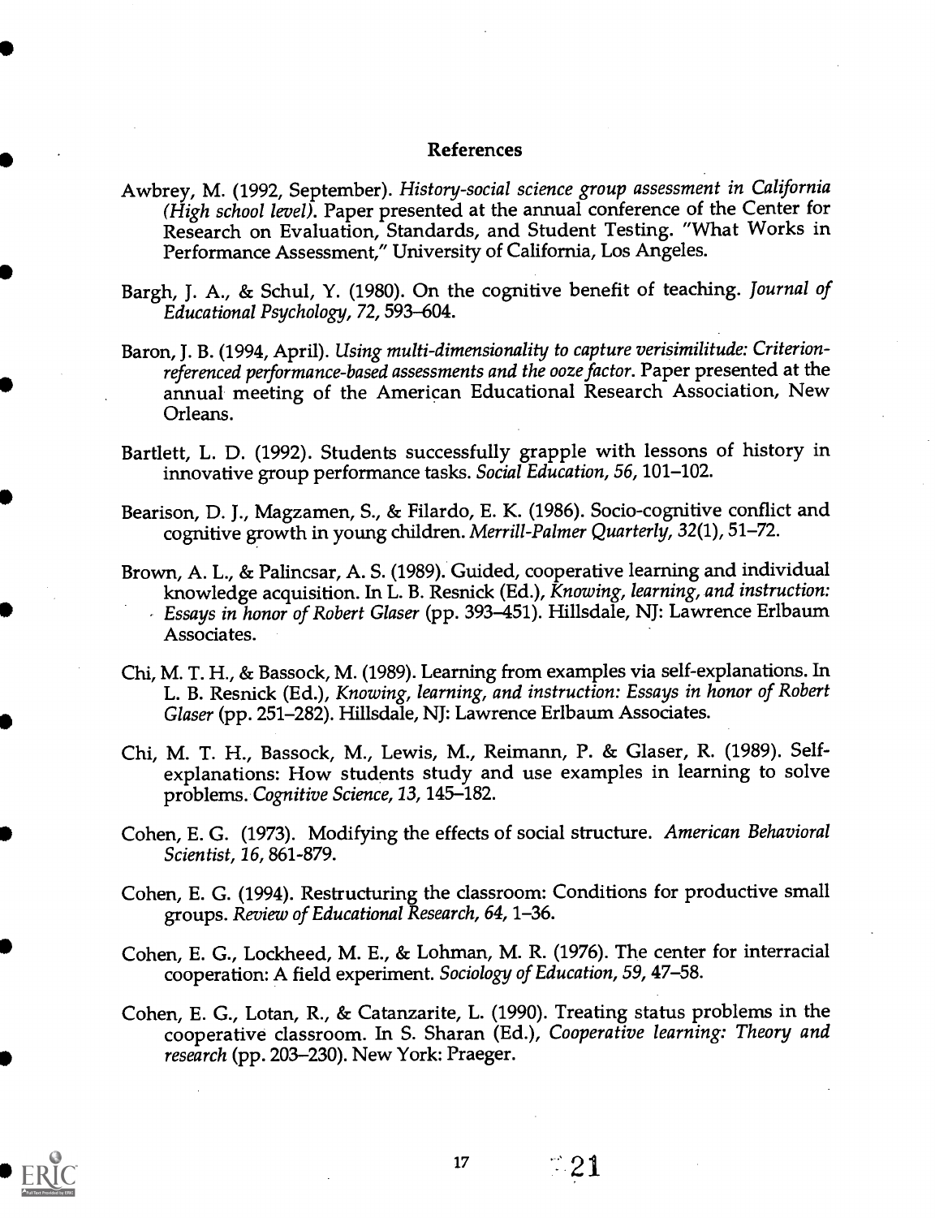## References

Awbrey, M. (1992, September). *History-social science group assessment in California (High school level).* Paper presented at the annual conference of the Center for Research on Evaluation, Standards, and Student Testing. "What Works in Performance Assessment," University of California, Los Angeles.

Bargh, J. A., & Schul, Y. (1980). On the cognitive benefit of teaching. *Journal of Educational Psychology, 72*, 593–604.

Baron, J. B. (1994, April). *Using multi-dimensionality to capture verisimilitude: Criterion-referenced performance-based assessments and the ooze factor.* Paper presented at the annual meeting of the American Educational Research Association, New Orleans.

Bartlett, L. D. (1992). Students successfully grapple with lessons of history in innovative group performance tasks. *Social Education, 56*, 101–102.

Bearison, D. J., Magzamen, S., & Filardo, E. K. (1986). Socio-cognitive conflict and cognitive growth in young children. *Merrill-Palmer Quarterly, 32*(1), 51–72.

Brown, A. L., & Palincsar, A. S. (1989). Guided, cooperative learning and individual knowledge acquisition. In L. B. Resnick (Ed.), *Knowing, learning, and instruction: Essays in honor of Robert Glaser* (pp. 393–451). Hillsdale, NJ: Lawrence Erlbaum Associates.

Chi, M. T. H., & Bassock, M. (1989). Learning from examples via self-explanations. In L. B. Resnick (Ed.), *Knowing, learning, and instruction: Essays in honor of Robert Glaser* (pp. 251–282). Hillsdale, NJ: Lawrence Erlbaum Associates.

Chi, M. T. H., Bassock, M., Lewis, M., Reimann, P. & Glaser, R. (1989). Self-explanations: How students study and use examples in learning to solve problems. *Cognitive Science, 13*, 145–182.

Cohen, E. G. (1973). Modifying the effects of social structure. *American Behavioral Scientist, 16*, 861-879.

Cohen, E. G. (1994). Restructuring the classroom: Conditions for productive small groups. *Review of Educational Research, 64*, 1–36.

Cohen, E. G., Lockheed, M. E., & Lohman, M. R. (1976). The center for interracial cooperation: A field experiment. *Sociology of Education, 59*, 47–58.

Cohen, E. G., Lotan, R., & Catanzarite, L. (1990). Treating status problems in the cooperative classroom. In S. Sharan (Ed.), *Cooperative learning: Theory and research* (pp. 203–230). New York: Praeger.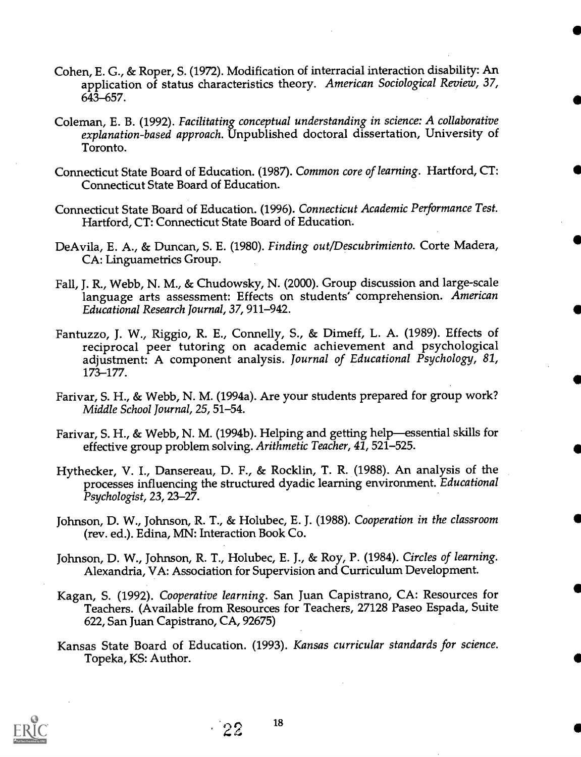Cohen, E. G., & Roper, S. (1972). Modification of interracial interaction disability: An application of status characteristics theory. *American Sociological Review, 37*, 643–657.

Coleman, E. B. (1992). *Facilitating conceptual understanding in science: A collaborative explanation-based approach.* Unpublished doctoral dissertation, University of Toronto.

Connecticut State Board of Education. (1987). *Common core of learning*. Hartford, CT: Connecticut State Board of Education.

Connecticut State Board of Education. (1996). *Connecticut Academic Performance Test.* Hartford, CT: Connecticut State Board of Education.

DeAvila, E. A., & Duncan, S. E. (1980). *Finding out/Descubrimiento.* Corte Madera, CA: Linguametrics Group.

Fall, J. R., Webb, N. M., & Chudowsky, N. (2000). Group discussion and large-scale language arts assessment: Effects on students' comprehension. *American Educational Research Journal, 37*, 911–942.

Fantuzzo, J. W., Riggio, R. E., Connelly, S., & Dimeff, L. A. (1989). Effects of reciprocal peer tutoring on academic achievement and psychological adjustment: A component analysis. *Journal of Educational Psychology, 81*, 173–177.

Farivar, S. H., & Webb, N. M. (1994a). Are your students prepared for group work? *Middle School Journal, 25*, 51–54.

Farivar, S. H., & Webb, N. M. (1994b). Helping and getting help—essential skills for effective group problem solving. *Arithmetic Teacher, 41*, 521–525.

Hythecker, V. I., Dansereau, D. F., & Rocklin, T. R. (1988). An analysis of the processes influencing the structured dyadic learning environment. *Educational Psychologist, 23*, 23–27.

Johnson, D. W., Johnson, R. T., & Holubec, E. J. (1988). *Cooperation in the classroom* (rev. ed.). Edina, MN: Interaction Book Co.

Johnson, D. W., Johnson, R. T., Holubec, E. J., & Roy, P. (1984). *Circles of learning.* Alexandria, VA: Association for Supervision and Curriculum Development.

Kagan, S. (1992). *Cooperative learning.* San Juan Capistrano, CA: Resources for Teachers. (Available from Resources for Teachers, 27128 Paseo Espada, Suite 622, San Juan Capistrano, CA, 92675)

Kansas State Board of Education. (1993). *Kansas curricular standards for science.* Topeka, KS: Author.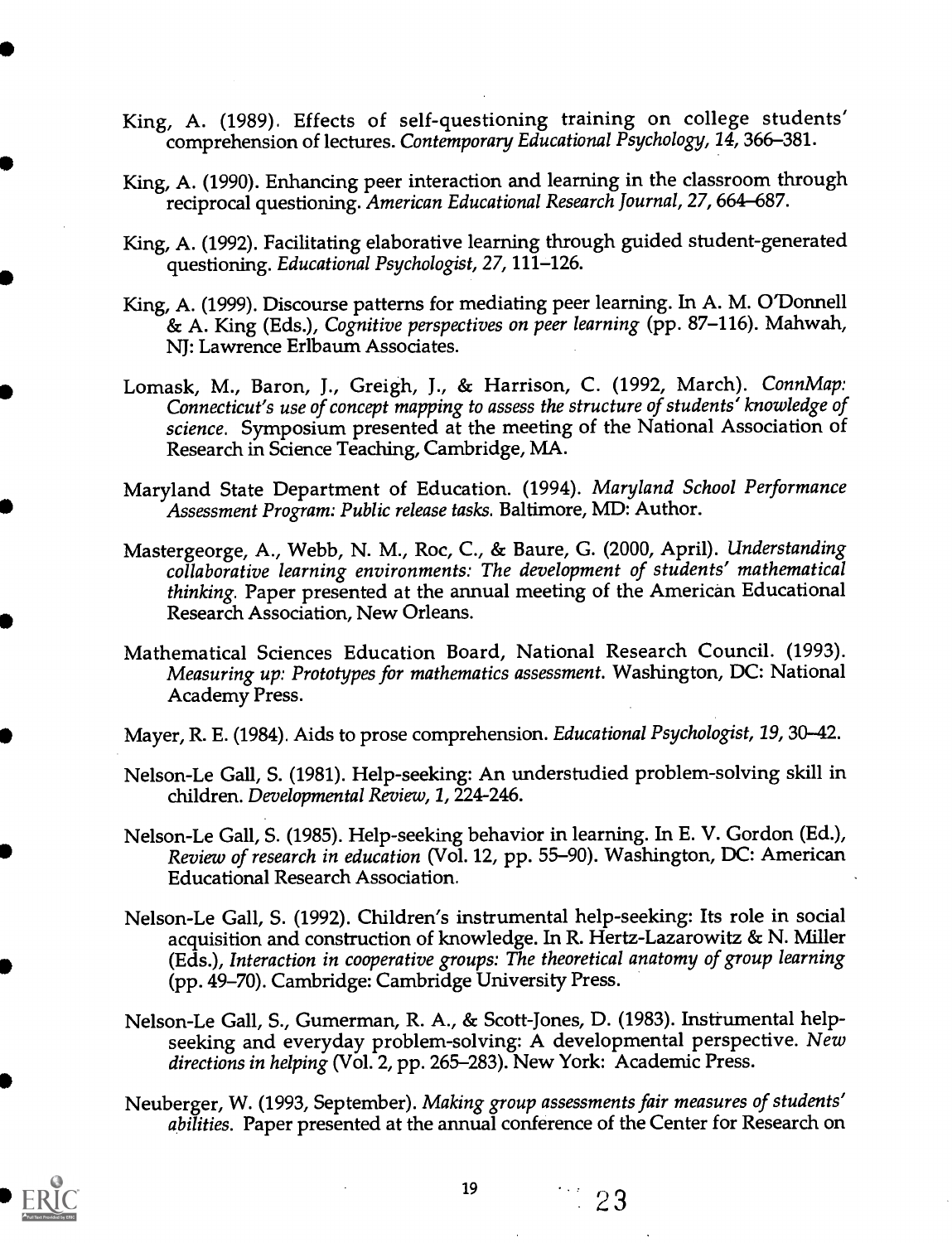King, A. (1989). Effects of self-questioning training on college students' comprehension of lectures. *Contemporary Educational Psychology, 14*, 366–381.

King, A. (1990). Enhancing peer interaction and learning in the classroom through reciprocal questioning. *American Educational Research Journal, 27*, 664–687.

King, A. (1992). Facilitating elaborative learning through guided student-generated questioning. *Educational Psychologist, 27*, 111–126.

King, A. (1999). Discourse patterns for mediating peer learning. In A. M. O'Donnell & A. King (Eds.), *Cognitive perspectives on peer learning* (pp. 87–116). Mahwah, NJ: Lawrence Erlbaum Associates.

Lomask, M., Baron, J., Greigh, J., & Harrison, C. (1992, March). *ConnMap: Connecticut's use of concept mapping to assess the structure of students' knowledge of science.* Symposium presented at the meeting of the National Association of Research in Science Teaching, Cambridge, MA.

Maryland State Department of Education. (1994). *Maryland School Performance Assessment Program: Public release tasks.* Baltimore, MD: Author.

Mastergeorge, A., Webb, N. M., Roc, C., & Baure, G. (2000, April). *Understanding collaborative learning environments: The development of students' mathematical thinking.* Paper presented at the annual meeting of the American Educational Research Association, New Orleans.

Mathematical Sciences Education Board, National Research Council. (1993). *Measuring up: Prototypes for mathematics assessment.* Washington, DC: National Academy Press.

Mayer, R. E. (1984). Aids to prose comprehension. *Educational Psychologist, 19*, 30–42.

Nelson-Le Gall, S. (1981). Help-seeking: An understudied problem-solving skill in children. *Developmental Review, 1*, 224-246.

Nelson-Le Gall, S. (1985). Help-seeking behavior in learning. In E. V. Gordon (Ed.), *Review of research in education* (Vol. 12, pp. 55–90). Washington, DC: American Educational Research Association.

Nelson-Le Gall, S. (1992). Children's instrumental help-seeking: Its role in social acquisition and construction of knowledge. In R. Hertz-Lazarowitz & N. Miller (Eds.), *Interaction in cooperative groups: The theoretical anatomy of group learning* (pp. 49–70). Cambridge: Cambridge University Press.

Nelson-Le Gall, S., Gumerman, R. A., & Scott-Jones, D. (1983). Instrumental help-seeking and everyday problem-solving: A developmental perspective. *New directions in helping* (Vol. 2, pp. 265–283). New York: Academic Press.

Neuberger, W. (1993, September). *Making group assessments fair measures of students' abilities.* Paper presented at the annual conference of the Center for Research on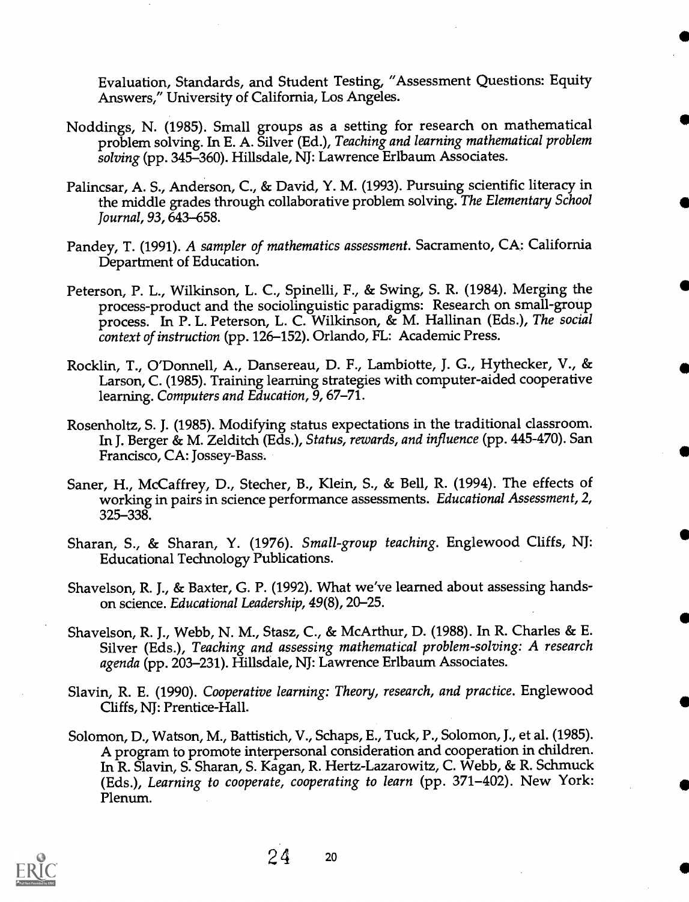Evaluation, Standards, and Student Testing, "Assessment Questions: Equity Answers," University of California, Los Angeles.

Noddings, N. (1985). Small groups as a setting for research on mathematical problem solving. In E. A. Silver (Ed.), *Teaching and learning mathematical problem solving* (pp. 345–360). Hillsdale, NJ: Lawrence Erlbaum Associates.

Palincsar, A. S., Anderson, C., & David, Y. M. (1993). Pursuing scientific literacy in the middle grades through collaborative problem solving. *The Elementary School Journal, 93,* 643–658.

Pandey, T. (1991). *A sampler of mathematics assessment.* Sacramento, CA: California Department of Education.

Peterson, P. L., Wilkinson, L. C., Spinelli, F., & Swing, S. R. (1984). Merging the process-product and the sociolinguistic paradigms: Research on small-group process. In P. L. Peterson, L. C. Wilkinson, & M. Hallinan (Eds.), *The social context of instruction* (pp. 126–152). Orlando, FL: Academic Press.

Rocklin, T., O'Donnell, A., Dansereau, D. F., Lambiotte, J. G., Hythecker, V., & Larson, C. (1985). Training learning strategies with computer-aided cooperative learning. *Computers and Education, 9,* 67–71.

Rosenholtz, S. J. (1985). Modifying status expectations in the traditional classroom. In J. Berger & M. Zelditch (Eds.), *Status, rewards, and influence* (pp. 445-470). San Francisco, CA: Jossey-Bass.

Saner, H., McCaffrey, D., Stecher, B., Klein, S., & Bell, R. (1994). The effects of working in pairs in science performance assessments. *Educational Assessment, 2,* 325–338.

Sharan, S., & Sharan, Y. (1976). *Small-group teaching.* Englewood Cliffs, NJ: Educational Technology Publications.

Shavelson, R. J., & Baxter, G. P. (1992). What we've learned about assessing hands-on science. *Educational Leadership, 49*(8), 20–25.

Shavelson, R. J., Webb, N. M., Stasz, C., & McArthur, D. (1988). In R. Charles & E. Silver (Eds.), *Teaching and assessing mathematical problem-solving: A research agenda* (pp. 203–231). Hillsdale, NJ: Lawrence Erlbaum Associates.

Slavin, R. E. (1990). *Cooperative learning: Theory, research, and practice.* Englewood Cliffs, NJ: Prentice-Hall.

Solomon, D., Watson, M., Battistich, V., Schaps, E., Tuck, P., Solomon, J., et al. (1985). A program to promote interpersonal consideration and cooperation in children. In R. Slavin, S. Sharan, S. Kagan, R. Hertz-Lazarowitz, C. Webb, & R. Schmuck (Eds.), *Learning to cooperate, cooperating to learn* (pp. 371–402). New York: Plenum.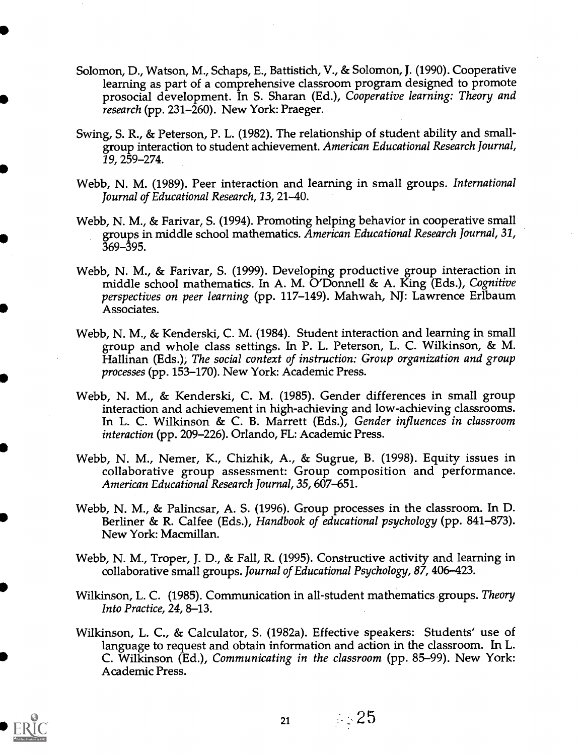Solomon, D., Watson, M., Schaps, E., Battistich, V., & Solomon, J. (1990). Cooperative learning as part of a comprehensive classroom program designed to promote prosocial development. In S. Sharan (Ed.), *Cooperative learning: Theory and research* (pp. 231–260). New York: Praeger.

Swing, S. R., & Peterson, P. L. (1982). The relationship of student ability and small-group interaction to student achievement. *American Educational Research Journal, 19*, 259–274.

Webb, N. M. (1989). Peer interaction and learning in small groups. *International Journal of Educational Research, 13*, 21–40.

Webb, N. M., & Farivar, S. (1994). Promoting helping behavior in cooperative small groups in middle school mathematics. *American Educational Research Journal, 31*, 369–395.

Webb, N. M., & Farivar, S. (1999). Developing productive group interaction in middle school mathematics. In A. M. O'Donnell & A. King (Eds.), *Cognitive perspectives on peer learning* (pp. 117–149). Mahwah, NJ: Lawrence Erlbaum Associates.

Webb, N. M., & Kenderski, C. M. (1984). Student interaction and learning in small group and whole class settings. In P. L. Peterson, L. C. Wilkinson, & M. Hallinan (Eds.), *The social context of instruction: Group organization and group processes* (pp. 153–170). New York: Academic Press.

Webb, N. M., & Kenderski, C. M. (1985). Gender differences in small group interaction and achievement in high-achieving and low-achieving classrooms. In L. C. Wilkinson & C. B. Marrett (Eds.), *Gender influences in classroom interaction* (pp. 209–226). Orlando, FL: Academic Press.

Webb, N. M., Nemer, K., Chizhik, A., & Sugrue, B. (1998). Equity issues in collaborative group assessment: Group composition and performance. *American Educational Research Journal, 35*, 607–651.

Webb, N. M., & Palincsar, A. S. (1996). Group processes in the classroom. In D. Berliner & R. Calfee (Eds.), *Handbook of educational psychology* (pp. 841–873). New York: Macmillan.

Webb, N. M., Troper, J. D., & Fall, R. (1995). Constructive activity and learning in collaborative small groups. *Journal of Educational Psychology, 87*, 406–423.

Wilkinson, L. C. (1985). Communication in all-student mathematics groups. *Theory Into Practice, 24*, 8–13.

Wilkinson, L. C., & Calculator, S. (1982a). Effective speakers: Students' use of language to request and obtain information and action in the classroom. In L. C. Wilkinson (Ed.), *Communicating in the classroom* (pp. 85–99). New York: Academic Press.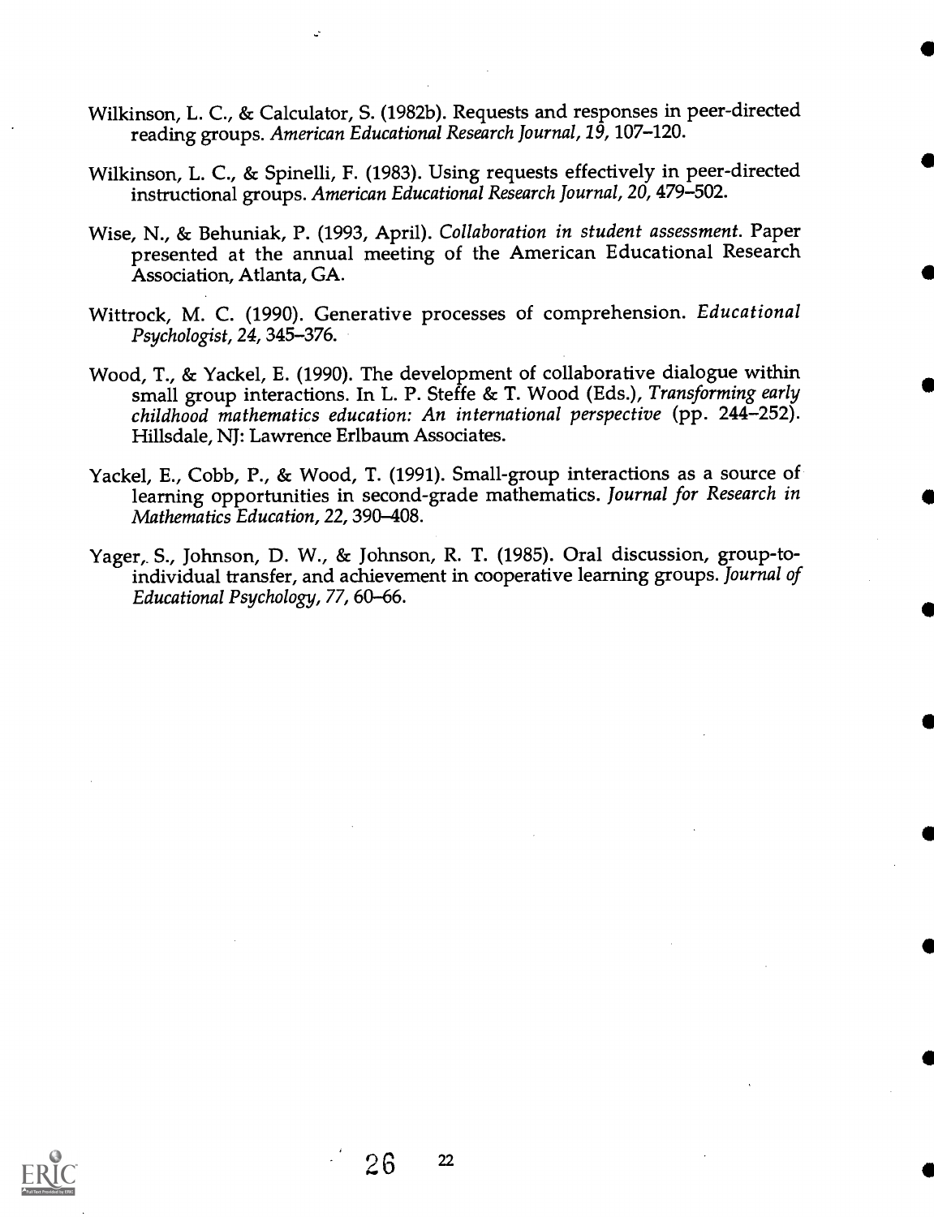Wilkinson, L. C., & Calculator, S. (1982b). Requests and responses in peer-directed reading groups. *American Educational Research Journal, 19,* 107–120.

Wilkinson, L. C., & Spinelli, F. (1983). Using requests effectively in peer-directed instructional groups. *American Educational Research Journal, 20,* 479–502.

Wise, N., & Behuniak, P. (1993, April). *Collaboration in student assessment.* Paper presented at the annual meeting of the American Educational Research Association, Atlanta, GA.

Wittrock, M. C. (1990). Generative processes of comprehension. *Educational Psychologist, 24,* 345–376.

Wood, T., & Yackel, E. (1990). The development of collaborative dialogue within small group interactions. In L. P. Steffe & T. Wood (Eds.), *Transforming early childhood mathematics education: An international perspective* (pp. 244–252). Hillsdale, NJ: Lawrence Erlbaum Associates.

Yackel, E., Cobb, P., & Wood, T. (1991). Small-group interactions as a source of learning opportunities in second-grade mathematics. *Journal for Research in Mathematics Education, 22,* 390–408.

Yager, S., Johnson, D. W., & Johnson, R. T. (1985). Oral discussion, group-to-individual transfer, and achievement in cooperative learning groups. *Journal of Educational Psychology, 77,* 60–66.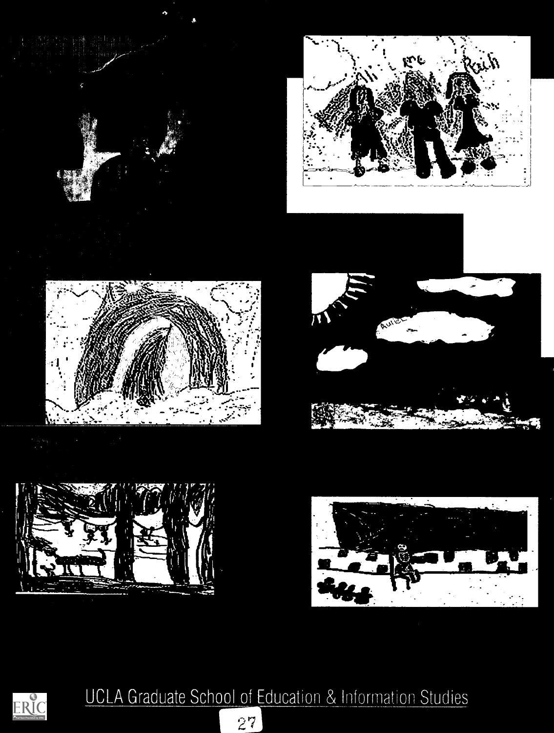UCLA Graduate School of Education & Information Studies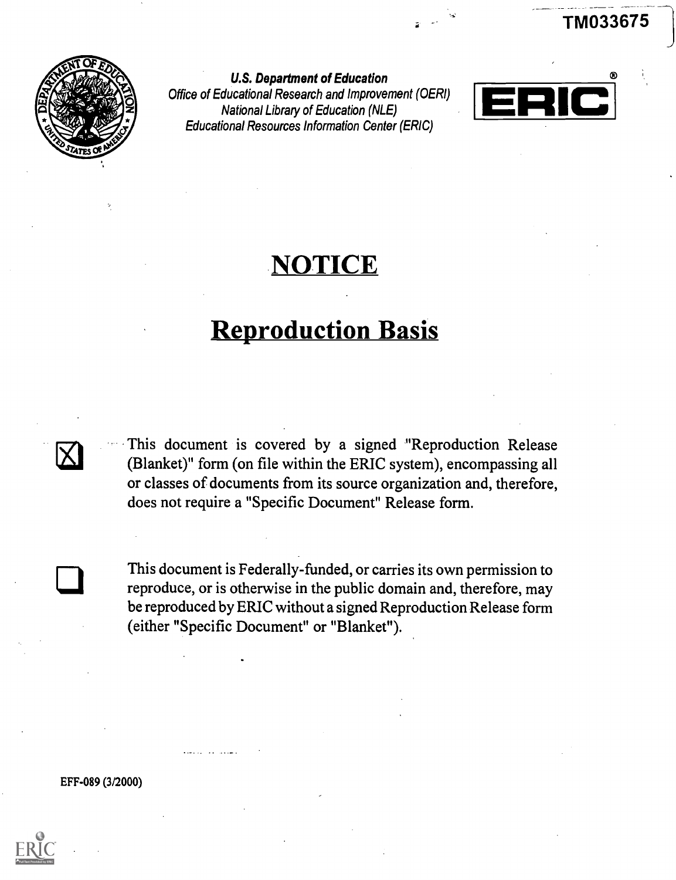TM033675

**U.S. Department of Education**
*Office of Educational Research and Improvement (OERI)*
*National Library of Education (NLE)*
*Educational Resources Information Center (ERIC)*

ERIC®

# NOTICE

# Reproduction Basis

- [x] This document is covered by a signed "Reproduction Release (Blanket)" form (on file within the ERIC system), encompassing all or classes of documents from its source organization and, therefore, does not require a "Specific Document" Release form.

- [ ] This document is Federally-funded, or carries its own permission to reproduce, or is otherwise in the public domain and, therefore, may be reproduced by ERIC without a signed Reproduction Release form (either "Specific Document" or "Blanket").

EFF-089 (3/2000)